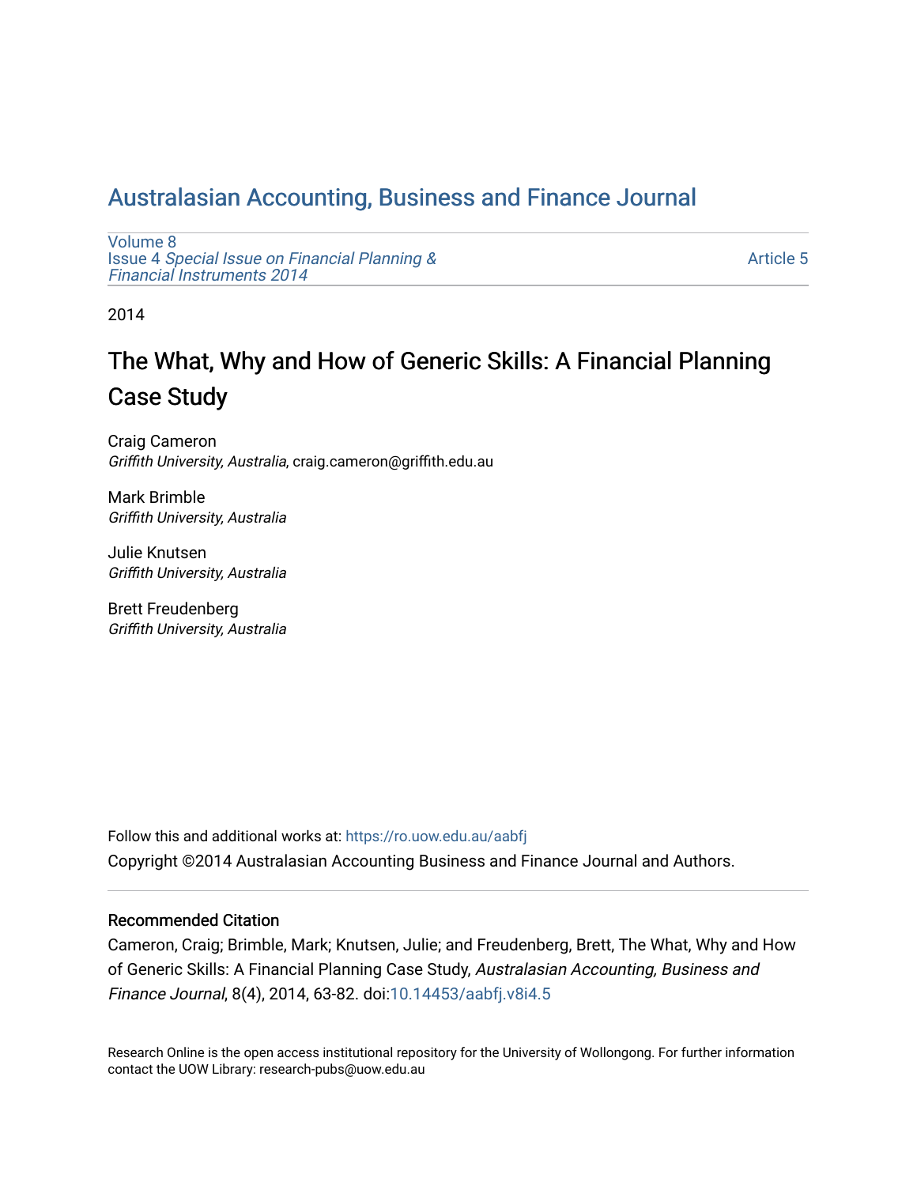# Australasian Accounting, Business and Finance Journal

Volume 8
Issue 4 *Special Issue on Financial Planning & Financial Instruments 2014*

Article 5

2014

## The What, Why and How of Generic Skills: A Financial Planning Case Study

Craig Cameron
*Griffith University, Australia*, craig.cameron@griffith.edu.au

Mark Brimble
*Griffith University, Australia*

Julie Knutsen
*Griffith University, Australia*

Brett Freudenberg
*Griffith University, Australia*

Follow this and additional works at: https://ro.uow.edu.au/aabfj

Copyright ©2014 Australasian Accounting Business and Finance Journal and Authors.

### Recommended Citation

Cameron, Craig; Brimble, Mark; Knutsen, Julie; and Freudenberg, Brett, The What, Why and How of Generic Skills: A Financial Planning Case Study, *Australasian Accounting, Business and Finance Journal*, 8(4), 2014, 63-82. doi:10.14453/aabfj.v8i4.5

Research Online is the open access institutional repository for the University of Wollongong. For further information contact the UOW Library: research-pubs@uow.edu.au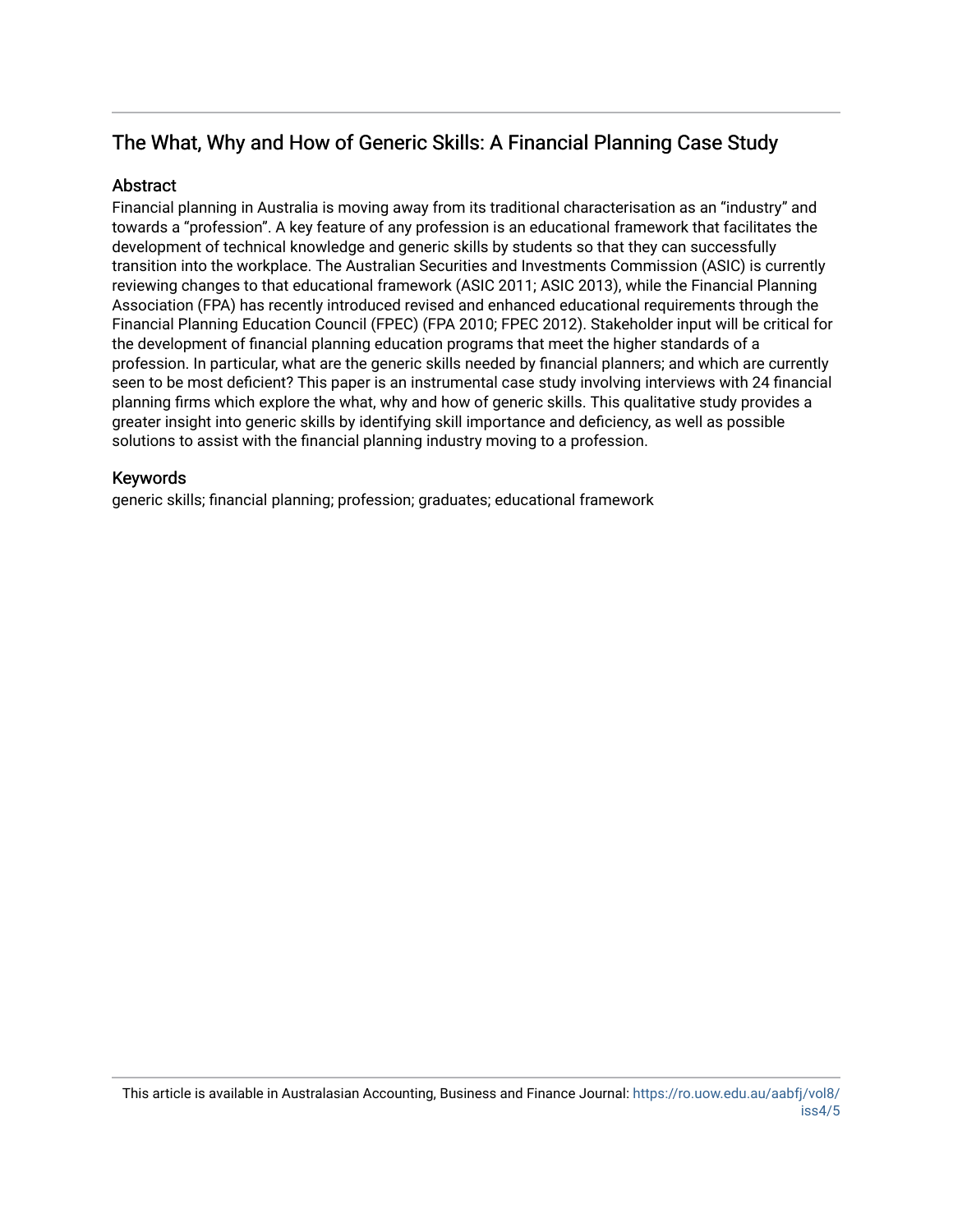## The What, Why and How of Generic Skills: A Financial Planning Case Study

### Abstract

Financial planning in Australia is moving away from its traditional characterisation as an "industry" and towards a "profession". A key feature of any profession is an educational framework that facilitates the development of technical knowledge and generic skills by students so that they can successfully transition into the workplace. The Australian Securities and Investments Commission (ASIC) is currently reviewing changes to that educational framework (ASIC 2011; ASIC 2013), while the Financial Planning Association (FPA) has recently introduced revised and enhanced educational requirements through the Financial Planning Education Council (FPEC) (FPA 2010; FPEC 2012). Stakeholder input will be critical for the development of financial planning education programs that meet the higher standards of a profession. In particular, what are the generic skills needed by financial planners; and which are currently seen to be most deficient? This paper is an instrumental case study involving interviews with 24 financial planning firms which explore the what, why and how of generic skills. This qualitative study provides a greater insight into generic skills by identifying skill importance and deficiency, as well as possible solutions to assist with the financial planning industry moving to a profession.

### Keywords

generic skills; financial planning; profession; graduates; educational framework

This article is available in Australasian Accounting, Business and Finance Journal: https://ro.uow.edu.au/aabfj/vol8/iss4/5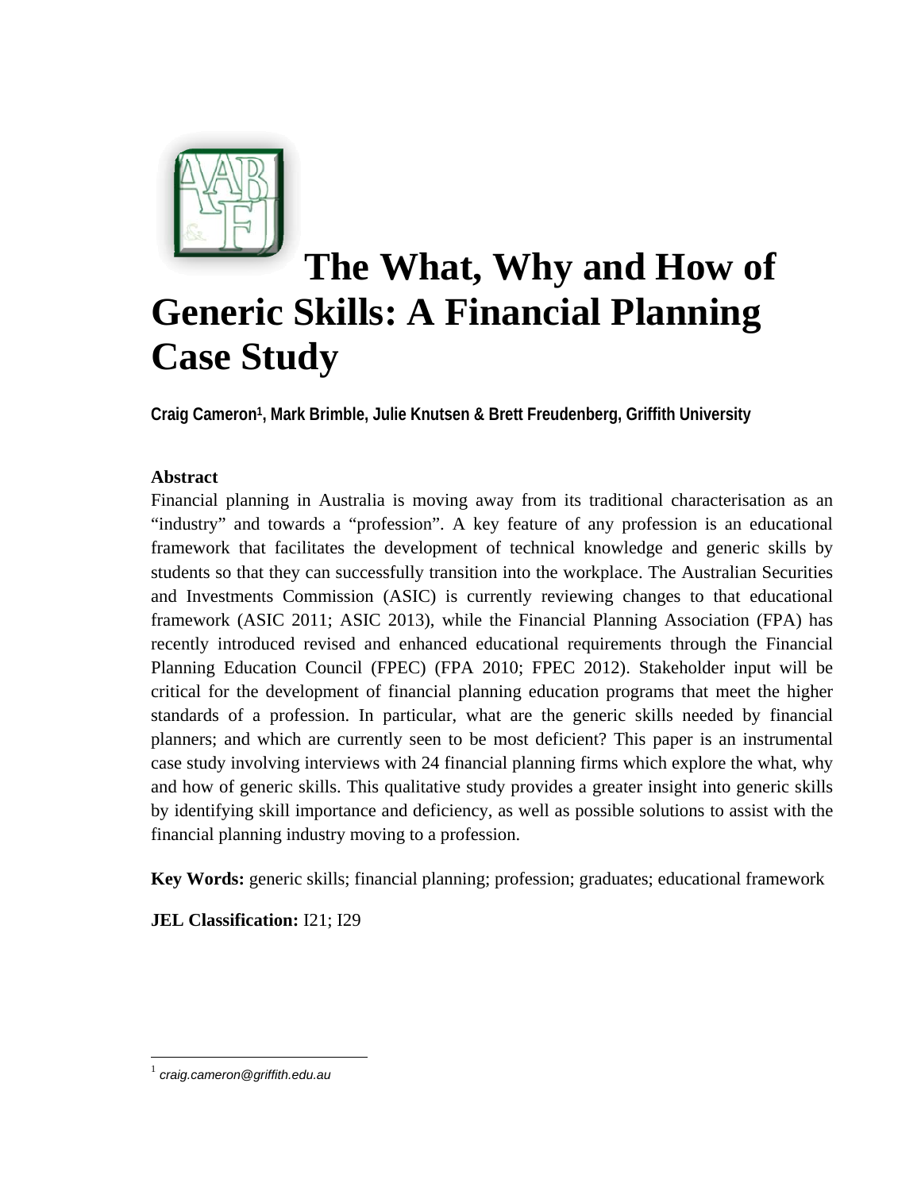# The What, Why and How of Generic Skills: A Financial Planning Case Study

**Craig Cameron[1], Mark Brimble, Julie Knutsen & Brett Freudenberg, Griffith University**

**Abstract**

Financial planning in Australia is moving away from its traditional characterisation as an "industry" and towards a "profession". A key feature of any profession is an educational framework that facilitates the development of technical knowledge and generic skills by students so that they can successfully transition into the workplace. The Australian Securities and Investments Commission (ASIC) is currently reviewing changes to that educational framework (ASIC 2011; ASIC 2013), while the Financial Planning Association (FPA) has recently introduced revised and enhanced educational requirements through the Financial Planning Education Council (FPEC) (FPA 2010; FPEC 2012). Stakeholder input will be critical for the development of financial planning education programs that meet the higher standards of a profession. In particular, what are the generic skills needed by financial planners; and which are currently seen to be most deficient? This paper is an instrumental case study involving interviews with 24 financial planning firms which explore the what, why and how of generic skills. This qualitative study provides a greater insight into generic skills by identifying skill importance and deficiency, as well as possible solutions to assist with the financial planning industry moving to a profession.

**Key Words:** generic skills; financial planning; profession; graduates; educational framework

**JEL Classification:** I21; I29

---

[1] *craig.cameron@griffith.edu.au*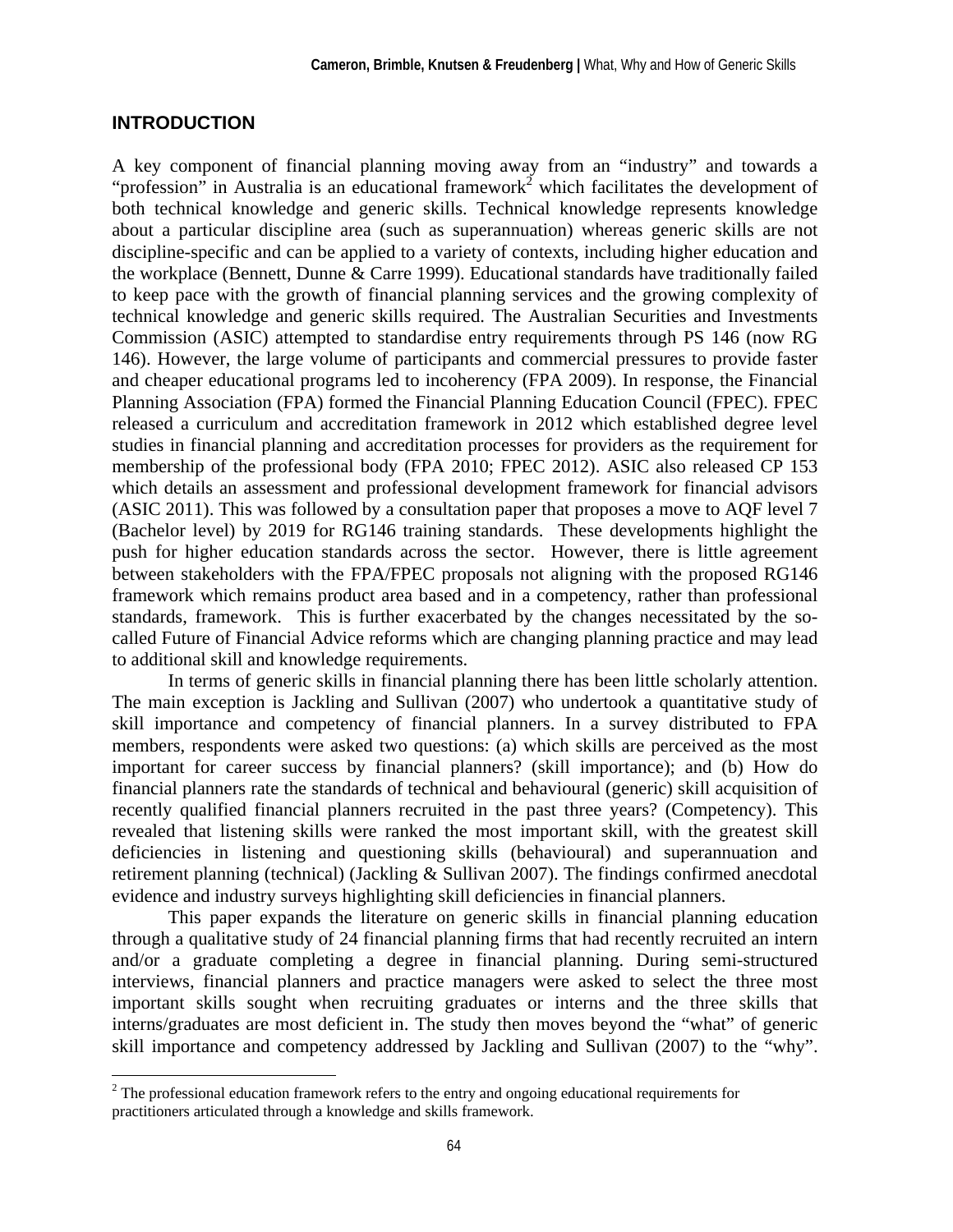## INTRODUCTION

A key component of financial planning moving away from an "industry" and towards a "profession" in Australia is an educational framework[2] which facilitates the development of both technical knowledge and generic skills. Technical knowledge represents knowledge about a particular discipline area (such as superannuation) whereas generic skills are not discipline-specific and can be applied to a variety of contexts, including higher education and the workplace (Bennett, Dunne & Carre 1999). Educational standards have traditionally failed to keep pace with the growth of financial planning services and the growing complexity of technical knowledge and generic skills required. The Australian Securities and Investments Commission (ASIC) attempted to standardise entry requirements through PS 146 (now RG 146). However, the large volume of participants and commercial pressures to provide faster and cheaper educational programs led to incoherency (FPA 2009). In response, the Financial Planning Association (FPA) formed the Financial Planning Education Council (FPEC). FPEC released a curriculum and accreditation framework in 2012 which established degree level studies in financial planning and accreditation processes for providers as the requirement for membership of the professional body (FPA 2010; FPEC 2012). ASIC also released CP 153 which details an assessment and professional development framework for financial advisors (ASIC 2011). This was followed by a consultation paper that proposes a move to AQF level 7 (Bachelor level) by 2019 for RG146 training standards. These developments highlight the push for higher education standards across the sector. However, there is little agreement between stakeholders with the FPA/FPEC proposals not aligning with the proposed RG146 framework which remains product area based and in a competency, rather than professional standards, framework. This is further exacerbated by the changes necessitated by the so-called Future of Financial Advice reforms which are changing planning practice and may lead to additional skill and knowledge requirements.

In terms of generic skills in financial planning there has been little scholarly attention. The main exception is Jackling and Sullivan (2007) who undertook a quantitative study of skill importance and competency of financial planners. In a survey distributed to FPA members, respondents were asked two questions: (a) which skills are perceived as the most important for career success by financial planners? (skill importance); and (b) How do financial planners rate the standards of technical and behavioural (generic) skill acquisition of recently qualified financial planners recruited in the past three years? (Competency). This revealed that listening skills were ranked the most important skill, with the greatest skill deficiencies in listening and questioning skills (behavioural) and superannuation and retirement planning (technical) (Jackling & Sullivan 2007). The findings confirmed anecdotal evidence and industry surveys highlighting skill deficiencies in financial planners.

This paper expands the literature on generic skills in financial planning education through a qualitative study of 24 financial planning firms that had recently recruited an intern and/or a graduate completing a degree in financial planning. During semi-structured interviews, financial planners and practice managers were asked to select the three most important skills sought when recruiting graduates or interns and the three skills that interns/graduates are most deficient in. The study then moves beyond the "what" of generic skill importance and competency addressed by Jackling and Sullivan (2007) to the "why".

[2] The professional education framework refers to the entry and ongoing educational requirements for practitioners articulated through a knowledge and skills framework.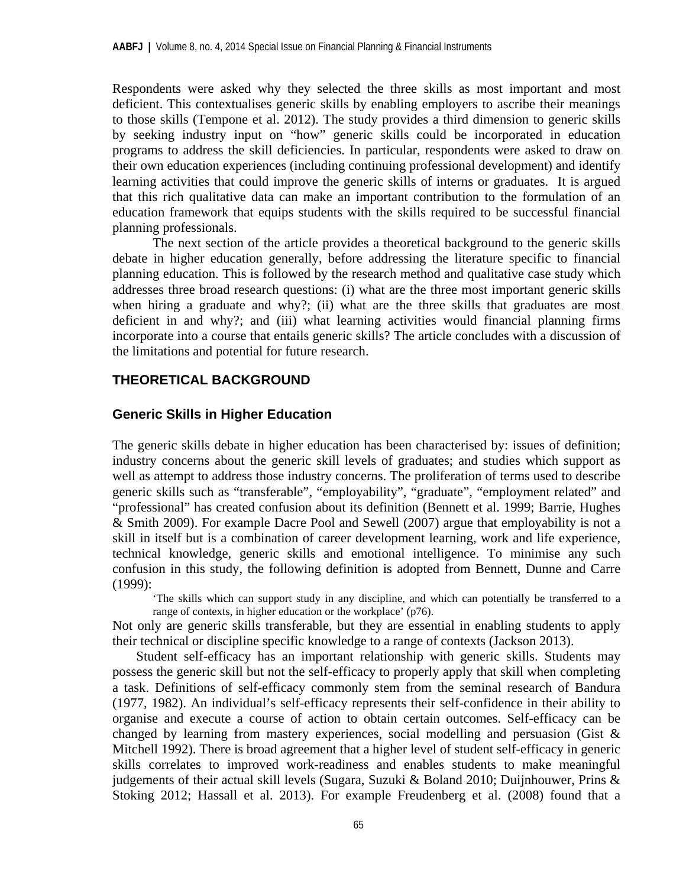Respondents were asked why they selected the three skills as most important and most deficient. This contextualises generic skills by enabling employers to ascribe their meanings to those skills (Tempone et al. 2012). The study provides a third dimension to generic skills by seeking industry input on "how" generic skills could be incorporated in education programs to address the skill deficiencies. In particular, respondents were asked to draw on their own education experiences (including continuing professional development) and identify learning activities that could improve the generic skills of interns or graduates. It is argued that this rich qualitative data can make an important contribution to the formulation of an education framework that equips students with the skills required to be successful financial planning professionals.

The next section of the article provides a theoretical background to the generic skills debate in higher education generally, before addressing the literature specific to financial planning education. This is followed by the research method and qualitative case study which addresses three broad research questions: (i) what are the three most important generic skills when hiring a graduate and why?; (ii) what are the three skills that graduates are most deficient in and why?; and (iii) what learning activities would financial planning firms incorporate into a course that entails generic skills? The article concludes with a discussion of the limitations and potential for future research.

## THEORETICAL BACKGROUND

### Generic Skills in Higher Education

The generic skills debate in higher education has been characterised by: issues of definition; industry concerns about the generic skill levels of graduates; and studies which support as well as attempt to address those industry concerns. The proliferation of terms used to describe generic skills such as "transferable", "employability", "graduate", "employment related" and "professional" has created confusion about its definition (Bennett et al. 1999; Barrie, Hughes & Smith 2009). For example Dacre Pool and Sewell (2007) argue that employability is not a skill in itself but is a combination of career development learning, work and life experience, technical knowledge, generic skills and emotional intelligence. To minimise any such confusion in this study, the following definition is adopted from Bennett, Dunne and Carre (1999):

> 'The skills which can support study in any discipline, and which can potentially be transferred to a range of contexts, in higher education or the workplace' (p76).

Not only are generic skills transferable, but they are essential in enabling students to apply their technical or discipline specific knowledge to a range of contexts (Jackson 2013).

Student self-efficacy has an important relationship with generic skills. Students may possess the generic skill but not the self-efficacy to properly apply that skill when completing a task. Definitions of self-efficacy commonly stem from the seminal research of Bandura (1977, 1982). An individual's self-efficacy represents their self-confidence in their ability to organise and execute a course of action to obtain certain outcomes. Self-efficacy can be changed by learning from mastery experiences, social modelling and persuasion (Gist & Mitchell 1992). There is broad agreement that a higher level of student self-efficacy in generic skills correlates to improved work-readiness and enables students to make meaningful judgements of their actual skill levels (Sugara, Suzuki & Boland 2010; Duijnhouwer, Prins & Stoking 2012; Hassall et al. 2013). For example Freudenberg et al. (2008) found that a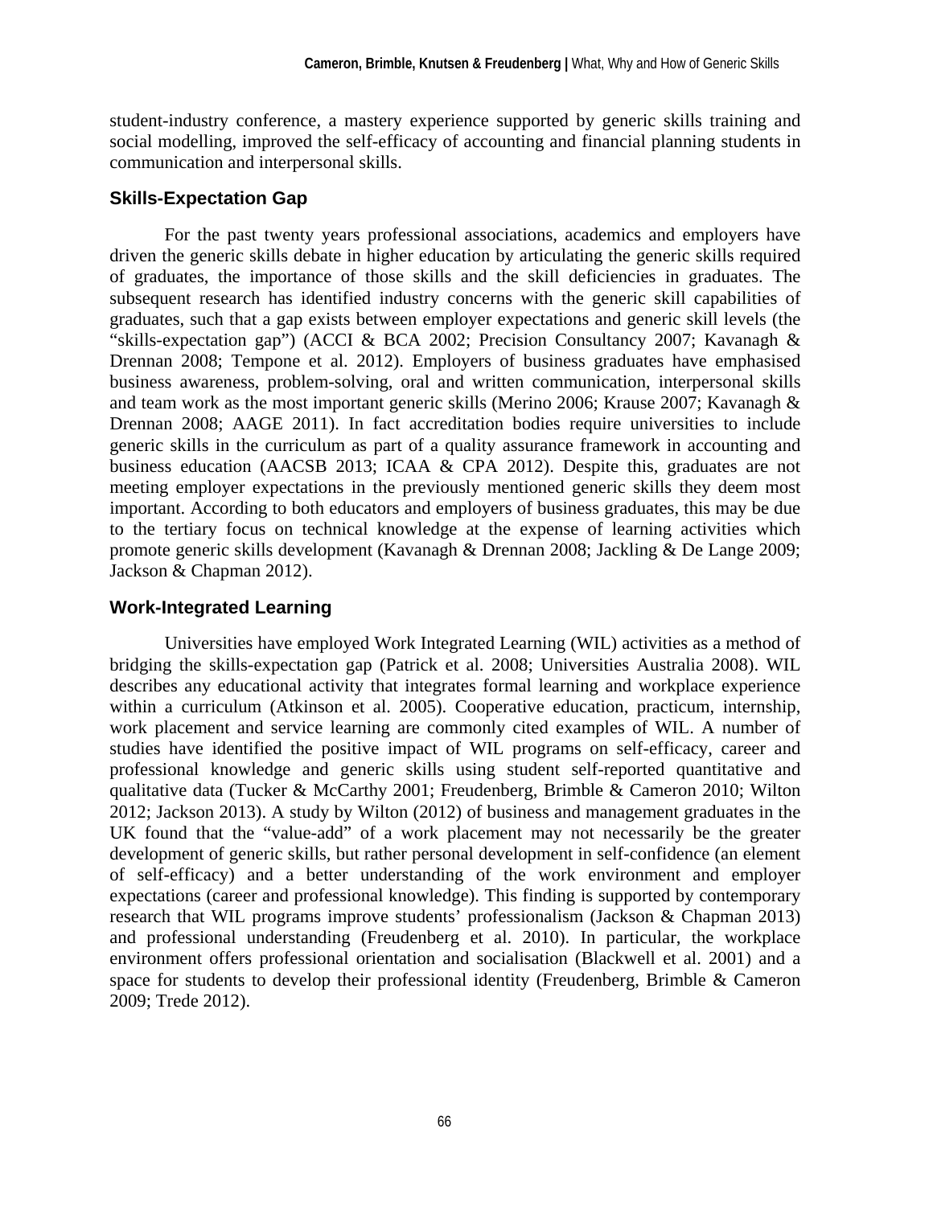student-industry conference, a mastery experience supported by generic skills training and social modelling, improved the self-efficacy of accounting and financial planning students in communication and interpersonal skills.

## Skills-Expectation Gap

For the past twenty years professional associations, academics and employers have driven the generic skills debate in higher education by articulating the generic skills required of graduates, the importance of those skills and the skill deficiencies in graduates. The subsequent research has identified industry concerns with the generic skill capabilities of graduates, such that a gap exists between employer expectations and generic skill levels (the "skills-expectation gap") (ACCI & BCA 2002; Precision Consultancy 2007; Kavanagh & Drennan 2008; Tempone et al. 2012). Employers of business graduates have emphasised business awareness, problem-solving, oral and written communication, interpersonal skills and team work as the most important generic skills (Merino 2006; Krause 2007; Kavanagh & Drennan 2008; AAGE 2011). In fact accreditation bodies require universities to include generic skills in the curriculum as part of a quality assurance framework in accounting and business education (AACSB 2013; ICAA & CPA 2012). Despite this, graduates are not meeting employer expectations in the previously mentioned generic skills they deem most important. According to both educators and employers of business graduates, this may be due to the tertiary focus on technical knowledge at the expense of learning activities which promote generic skills development (Kavanagh & Drennan 2008; Jackling & De Lange 2009; Jackson & Chapman 2012).

## Work-Integrated Learning

Universities have employed Work Integrated Learning (WIL) activities as a method of bridging the skills-expectation gap (Patrick et al. 2008; Universities Australia 2008). WIL describes any educational activity that integrates formal learning and workplace experience within a curriculum (Atkinson et al. 2005). Cooperative education, practicum, internship, work placement and service learning are commonly cited examples of WIL. A number of studies have identified the positive impact of WIL programs on self-efficacy, career and professional knowledge and generic skills using student self-reported quantitative and qualitative data (Tucker & McCarthy 2001; Freudenberg, Brimble & Cameron 2010; Wilton 2012; Jackson 2013). A study by Wilton (2012) of business and management graduates in the UK found that the "value-add" of a work placement may not necessarily be the greater development of generic skills, but rather personal development in self-confidence (an element of self-efficacy) and a better understanding of the work environment and employer expectations (career and professional knowledge). This finding is supported by contemporary research that WIL programs improve students' professionalism (Jackson & Chapman 2013) and professional understanding (Freudenberg et al. 2010). In particular, the workplace environment offers professional orientation and socialisation (Blackwell et al. 2001) and a space for students to develop their professional identity (Freudenberg, Brimble & Cameron 2009; Trede 2012).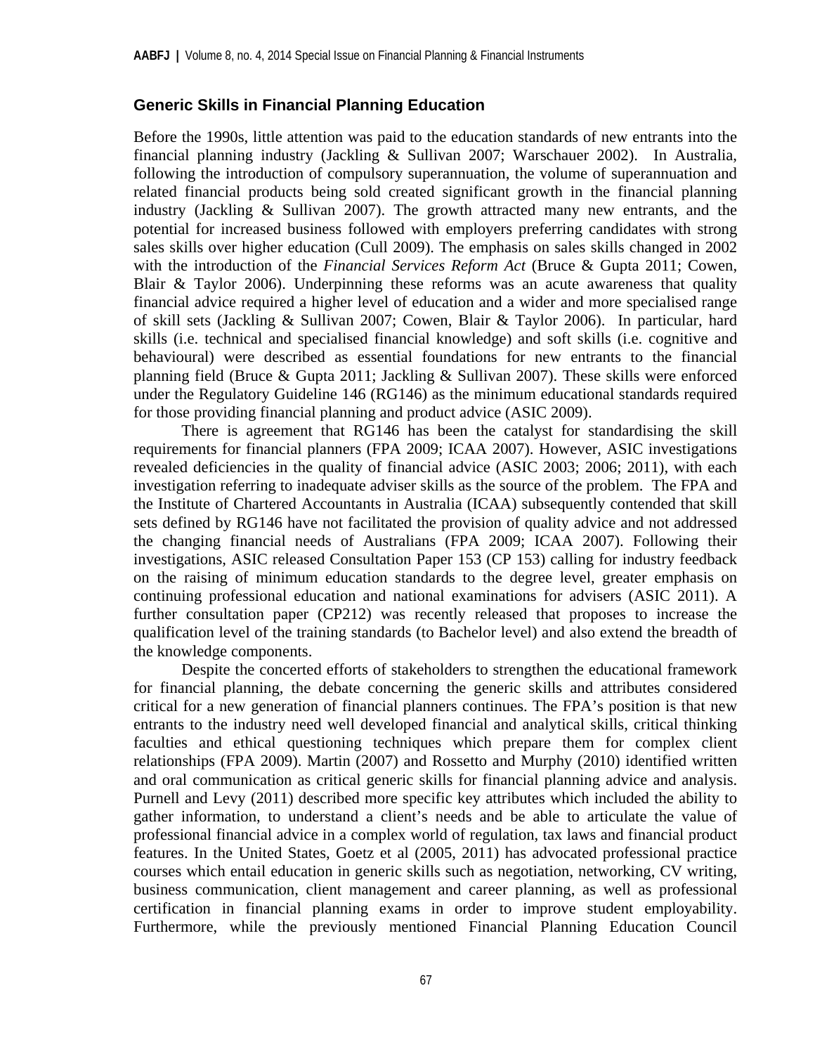## Generic Skills in Financial Planning Education

Before the 1990s, little attention was paid to the education standards of new entrants into the financial planning industry (Jackling & Sullivan 2007; Warschauer 2002). In Australia, following the introduction of compulsory superannuation, the volume of superannuation and related financial products being sold created significant growth in the financial planning industry (Jackling & Sullivan 2007). The growth attracted many new entrants, and the potential for increased business followed with employers preferring candidates with strong sales skills over higher education (Cull 2009). The emphasis on sales skills changed in 2002 with the introduction of the *Financial Services Reform Act* (Bruce & Gupta 2011; Cowen, Blair & Taylor 2006). Underpinning these reforms was an acute awareness that quality financial advice required a higher level of education and a wider and more specialised range of skill sets (Jackling & Sullivan 2007; Cowen, Blair & Taylor 2006). In particular, hard skills (i.e. technical and specialised financial knowledge) and soft skills (i.e. cognitive and behavioural) were described as essential foundations for new entrants to the financial planning field (Bruce & Gupta 2011; Jackling & Sullivan 2007). These skills were enforced under the Regulatory Guideline 146 (RG146) as the minimum educational standards required for those providing financial planning and product advice (ASIC 2009).

There is agreement that RG146 has been the catalyst for standardising the skill requirements for financial planners (FPA 2009; ICAA 2007). However, ASIC investigations revealed deficiencies in the quality of financial advice (ASIC 2003; 2006; 2011), with each investigation referring to inadequate adviser skills as the source of the problem. The FPA and the Institute of Chartered Accountants in Australia (ICAA) subsequently contended that skill sets defined by RG146 have not facilitated the provision of quality advice and not addressed the changing financial needs of Australians (FPA 2009; ICAA 2007). Following their investigations, ASIC released Consultation Paper 153 (CP 153) calling for industry feedback on the raising of minimum education standards to the degree level, greater emphasis on continuing professional education and national examinations for advisers (ASIC 2011). A further consultation paper (CP212) was recently released that proposes to increase the qualification level of the training standards (to Bachelor level) and also extend the breadth of the knowledge components.

Despite the concerted efforts of stakeholders to strengthen the educational framework for financial planning, the debate concerning the generic skills and attributes considered critical for a new generation of financial planners continues. The FPA's position is that new entrants to the industry need well developed financial and analytical skills, critical thinking faculties and ethical questioning techniques which prepare them for complex client relationships (FPA 2009). Martin (2007) and Rossetto and Murphy (2010) identified written and oral communication as critical generic skills for financial planning advice and analysis. Purnell and Levy (2011) described more specific key attributes which included the ability to gather information, to understand a client's needs and be able to articulate the value of professional financial advice in a complex world of regulation, tax laws and financial product features. In the United States, Goetz et al (2005, 2011) has advocated professional practice courses which entail education in generic skills such as negotiation, networking, CV writing, business communication, client management and career planning, as well as professional certification in financial planning exams in order to improve student employability. Furthermore, while the previously mentioned Financial Planning Education Council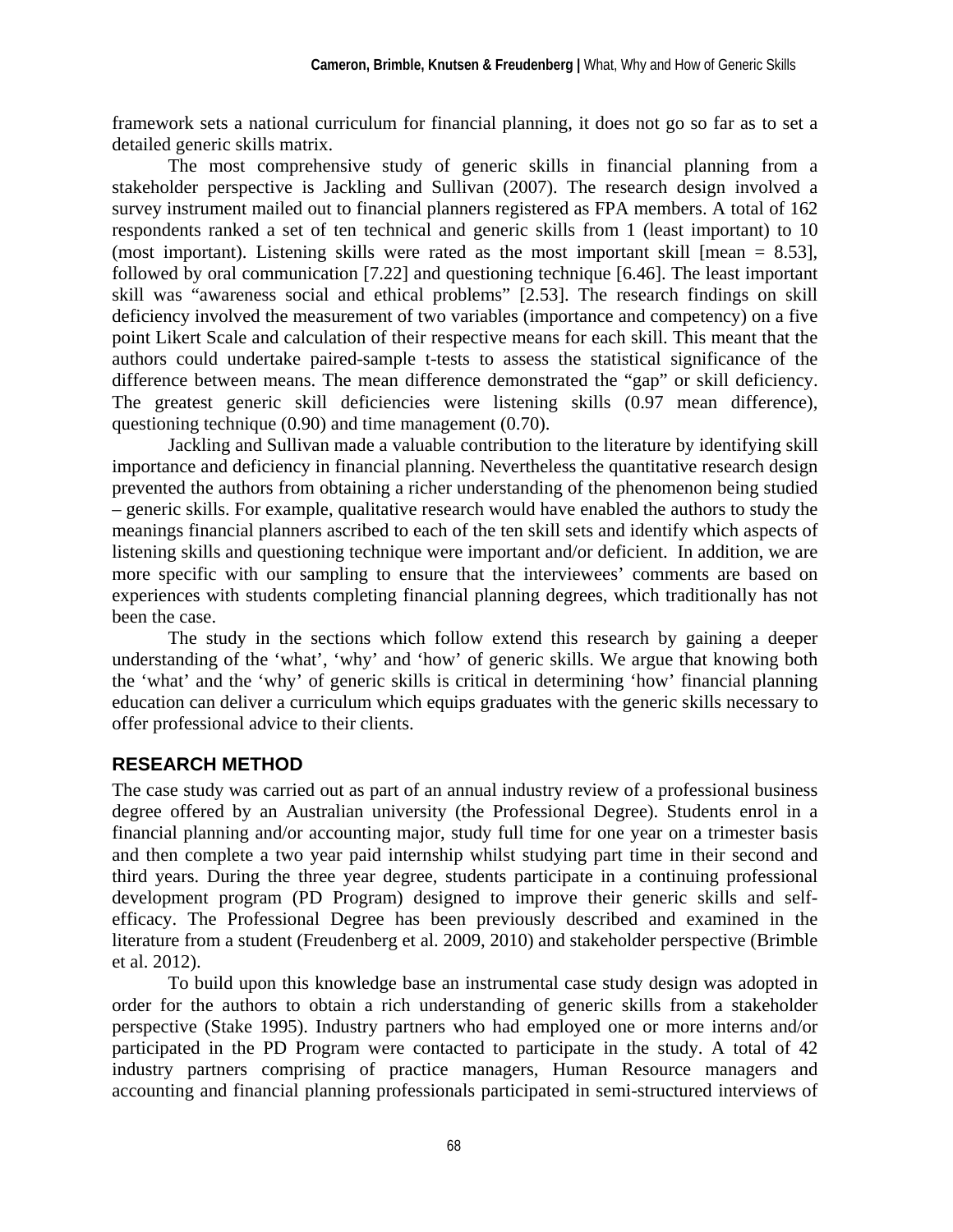framework sets a national curriculum for financial planning, it does not go so far as to set a detailed generic skills matrix.

The most comprehensive study of generic skills in financial planning from a stakeholder perspective is Jackling and Sullivan (2007). The research design involved a survey instrument mailed out to financial planners registered as FPA members. A total of 162 respondents ranked a set of ten technical and generic skills from 1 (least important) to 10 (most important). Listening skills were rated as the most important skill [mean = 8.53], followed by oral communication [7.22] and questioning technique [6.46]. The least important skill was "awareness social and ethical problems" [2.53]. The research findings on skill deficiency involved the measurement of two variables (importance and competency) on a five point Likert Scale and calculation of their respective means for each skill. This meant that the authors could undertake paired-sample t-tests to assess the statistical significance of the difference between means. The mean difference demonstrated the "gap" or skill deficiency. The greatest generic skill deficiencies were listening skills (0.97 mean difference), questioning technique (0.90) and time management (0.70).

Jackling and Sullivan made a valuable contribution to the literature by identifying skill importance and deficiency in financial planning. Nevertheless the quantitative research design prevented the authors from obtaining a richer understanding of the phenomenon being studied – generic skills. For example, qualitative research would have enabled the authors to study the meanings financial planners ascribed to each of the ten skill sets and identify which aspects of listening skills and questioning technique were important and/or deficient. In addition, we are more specific with our sampling to ensure that the interviewees' comments are based on experiences with students completing financial planning degrees, which traditionally has not been the case.

The study in the sections which follow extend this research by gaining a deeper understanding of the 'what', 'why' and 'how' of generic skills. We argue that knowing both the 'what' and the 'why' of generic skills is critical in determining 'how' financial planning education can deliver a curriculum which equips graduates with the generic skills necessary to offer professional advice to their clients.

## RESEARCH METHOD

The case study was carried out as part of an annual industry review of a professional business degree offered by an Australian university (the Professional Degree). Students enrol in a financial planning and/or accounting major, study full time for one year on a trimester basis and then complete a two year paid internship whilst studying part time in their second and third years. During the three year degree, students participate in a continuing professional development program (PD Program) designed to improve their generic skills and self-efficacy. The Professional Degree has been previously described and examined in the literature from a student (Freudenberg et al. 2009, 2010) and stakeholder perspective (Brimble et al. 2012).

To build upon this knowledge base an instrumental case study design was adopted in order for the authors to obtain a rich understanding of generic skills from a stakeholder perspective (Stake 1995). Industry partners who had employed one or more interns and/or participated in the PD Program were contacted to participate in the study. A total of 42 industry partners comprising of practice managers, Human Resource managers and accounting and financial planning professionals participated in semi-structured interviews of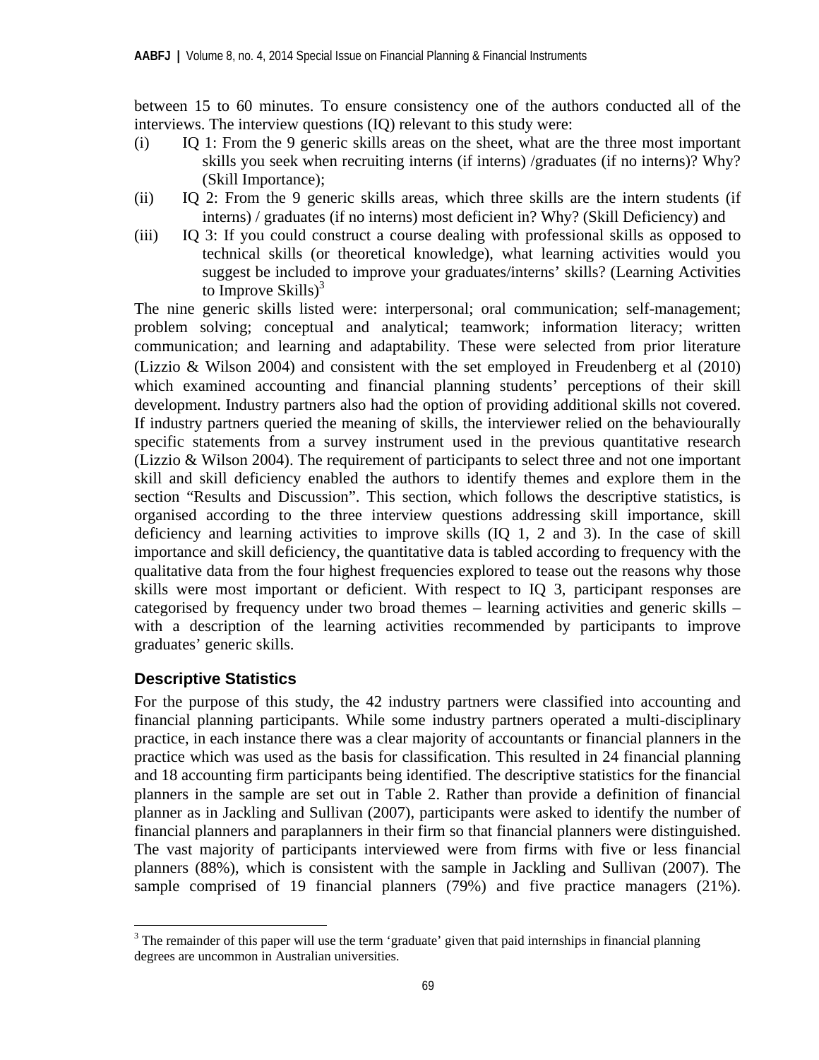between 15 to 60 minutes. To ensure consistency one of the authors conducted all of the interviews. The interview questions (IQ) relevant to this study were:

(i) IQ 1: From the 9 generic skills areas on the sheet, what are the three most important skills you seek when recruiting interns (if interns) /graduates (if no interns)? Why? (Skill Importance);

(ii) IQ 2: From the 9 generic skills areas, which three skills are the intern students (if interns) / graduates (if no interns) most deficient in? Why? (Skill Deficiency) and

(iii) IQ 3: If you could construct a course dealing with professional skills as opposed to technical skills (or theoretical knowledge), what learning activities would you suggest be included to improve your graduates/interns' skills? (Learning Activities to Improve Skills)[3]

The nine generic skills listed were: interpersonal; oral communication; self-management; problem solving; conceptual and analytical; teamwork; information literacy; written communication; and learning and adaptability. These were selected from prior literature (Lizzio & Wilson 2004) and consistent with the set employed in Freudenberg et al (2010) which examined accounting and financial planning students' perceptions of their skill development. Industry partners also had the option of providing additional skills not covered. If industry partners queried the meaning of skills, the interviewer relied on the behaviourally specific statements from a survey instrument used in the previous quantitative research (Lizzio & Wilson 2004). The requirement of participants to select three and not one important skill and skill deficiency enabled the authors to identify themes and explore them in the section "Results and Discussion". This section, which follows the descriptive statistics, is organised according to the three interview questions addressing skill importance, skill deficiency and learning activities to improve skills (IQ 1, 2 and 3). In the case of skill importance and skill deficiency, the quantitative data is tabled according to frequency with the qualitative data from the four highest frequencies explored to tease out the reasons why those skills were most important or deficient. With respect to IQ 3, participant responses are categorised by frequency under two broad themes – learning activities and generic skills – with a description of the learning activities recommended by participants to improve graduates' generic skills.

## Descriptive Statistics

For the purpose of this study, the 42 industry partners were classified into accounting and financial planning participants. While some industry partners operated a multi-disciplinary practice, in each instance there was a clear majority of accountants or financial planners in the practice which was used as the basis for classification. This resulted in 24 financial planning and 18 accounting firm participants being identified. The descriptive statistics for the financial planners in the sample are set out in Table 2. Rather than provide a definition of financial planner as in Jackling and Sullivan (2007), participants were asked to identify the number of financial planners and paraplanners in their firm so that financial planners were distinguished. The vast majority of participants interviewed were from firms with five or less financial planners (88%), which is consistent with the sample in Jackling and Sullivan (2007). The sample comprised of 19 financial planners (79%) and five practice managers (21%).

---

[3] The remainder of this paper will use the term 'graduate' given that paid internships in financial planning degrees are uncommon in Australian universities.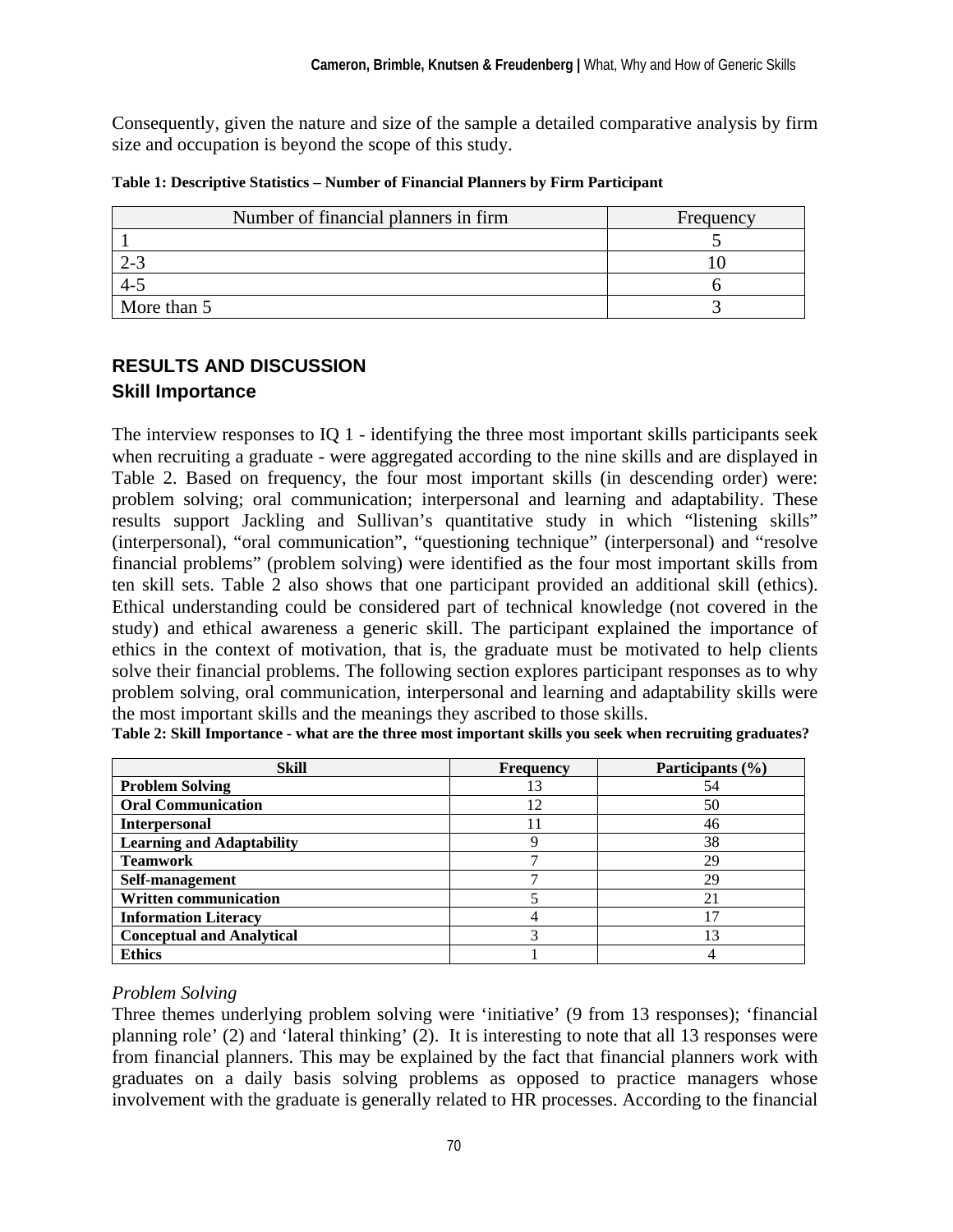Consequently, given the nature and size of the sample a detailed comparative analysis by firm size and occupation is beyond the scope of this study.

**Table 1: Descriptive Statistics – Number of Financial Planners by Firm Participant**

| Number of financial planners in firm | Frequency |
|---|---|
| 1 | 5 |
| 2-3 | 10 |
| 4-5 | 6 |
| More than 5 | 3 |

## RESULTS AND DISCUSSION

### Skill Importance

The interview responses to IQ 1 - identifying the three most important skills participants seek when recruiting a graduate - were aggregated according to the nine skills and are displayed in Table 2. Based on frequency, the four most important skills (in descending order) were: problem solving; oral communication; interpersonal and learning and adaptability. These results support Jackling and Sullivan's quantitative study in which "listening skills" (interpersonal), "oral communication", "questioning technique" (interpersonal) and "resolve financial problems" (problem solving) were identified as the four most important skills from ten skill sets. Table 2 also shows that one participant provided an additional skill (ethics). Ethical understanding could be considered part of technical knowledge (not covered in the study) and ethical awareness a generic skill. The participant explained the importance of ethics in the context of motivation, that is, the graduate must be motivated to help clients solve their financial problems. The following section explores participant responses as to why problem solving, oral communication, interpersonal and learning and adaptability skills were the most important skills and the meanings they ascribed to those skills.

**Table 2: Skill Importance - what are the three most important skills you seek when recruiting graduates?**

| Skill | Frequency | Participants (%) |
|---|---|---|
| **Problem Solving** | 13 | 54 |
| **Oral Communication** | 12 | 50 |
| **Interpersonal** | 11 | 46 |
| **Learning and Adaptability** | 9 | 38 |
| **Teamwork** | 7 | 29 |
| **Self-management** | 7 | 29 |
| **Written communication** | 5 | 21 |
| **Information Literacy** | 4 | 17 |
| **Conceptual and Analytical** | 3 | 13 |
| **Ethics** | 1 | 4 |

*Problem Solving*

Three themes underlying problem solving were 'initiative' (9 from 13 responses); 'financial planning role' (2) and 'lateral thinking' (2). It is interesting to note that all 13 responses were from financial planners. This may be explained by the fact that financial planners work with graduates on a daily basis solving problems as opposed to practice managers whose involvement with the graduate is generally related to HR processes. According to the financial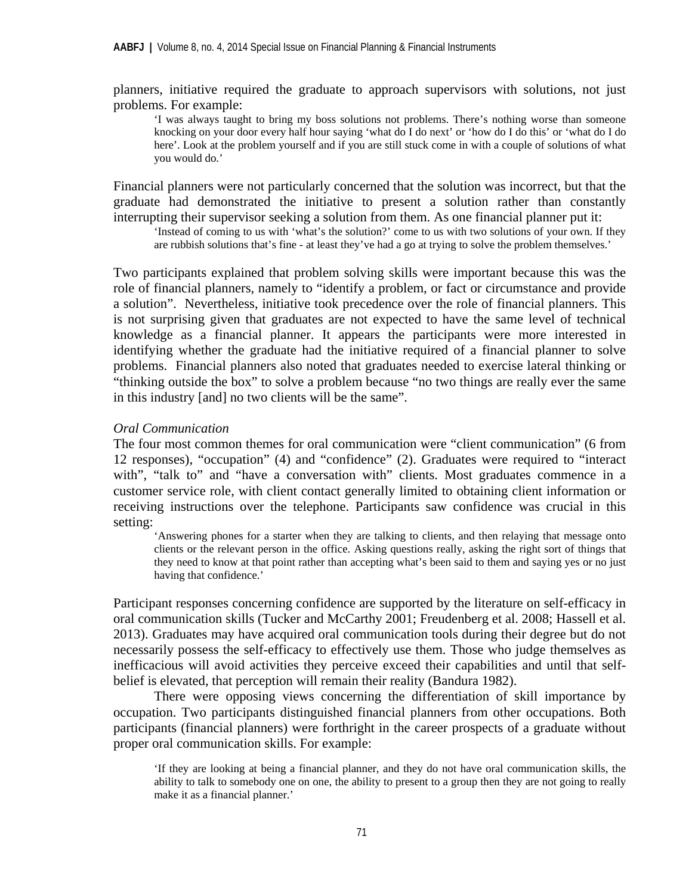planners, initiative required the graduate to approach supervisors with solutions, not just problems. For example:

> 'I was always taught to bring my boss solutions not problems. There's nothing worse than someone knocking on your door every half hour saying 'what do I do next' or 'how do I do this' or 'what do I do here'. Look at the problem yourself and if you are still stuck come in with a couple of solutions of what you would do.'

Financial planners were not particularly concerned that the solution was incorrect, but that the graduate had demonstrated the initiative to present a solution rather than constantly interrupting their supervisor seeking a solution from them. As one financial planner put it:

> 'Instead of coming to us with 'what's the solution?' come to us with two solutions of your own. If they are rubbish solutions that's fine - at least they've had a go at trying to solve the problem themselves.'

Two participants explained that problem solving skills were important because this was the role of financial planners, namely to "identify a problem, or fact or circumstance and provide a solution". Nevertheless, initiative took precedence over the role of financial planners. This is not surprising given that graduates are not expected to have the same level of technical knowledge as a financial planner. It appears the participants were more interested in identifying whether the graduate had the initiative required of a financial planner to solve problems. Financial planners also noted that graduates needed to exercise lateral thinking or "thinking outside the box" to solve a problem because "no two things are really ever the same in this industry [and] no two clients will be the same".

*Oral Communication*

The four most common themes for oral communication were "client communication" (6 from 12 responses), "occupation" (4) and "confidence" (2). Graduates were required to "interact with", "talk to" and "have a conversation with" clients. Most graduates commence in a customer service role, with client contact generally limited to obtaining client information or receiving instructions over the telephone. Participants saw confidence was crucial in this setting:

> 'Answering phones for a starter when they are talking to clients, and then relaying that message onto clients or the relevant person in the office. Asking questions really, asking the right sort of things that they need to know at that point rather than accepting what's been said to them and saying yes or no just having that confidence.'

Participant responses concerning confidence are supported by the literature on self-efficacy in oral communication skills (Tucker and McCarthy 2001; Freudenberg et al. 2008; Hassell et al. 2013). Graduates may have acquired oral communication tools during their degree but do not necessarily possess the self-efficacy to effectively use them. Those who judge themselves as inefficacious will avoid activities they perceive exceed their capabilities and until that self-belief is elevated, that perception will remain their reality (Bandura 1982).

There were opposing views concerning the differentiation of skill importance by occupation. Two participants distinguished financial planners from other occupations. Both participants (financial planners) were forthright in the career prospects of a graduate without proper oral communication skills. For example:

> 'If they are looking at being a financial planner, and they do not have oral communication skills, the ability to talk to somebody one on one, the ability to present to a group then they are not going to really make it as a financial planner.'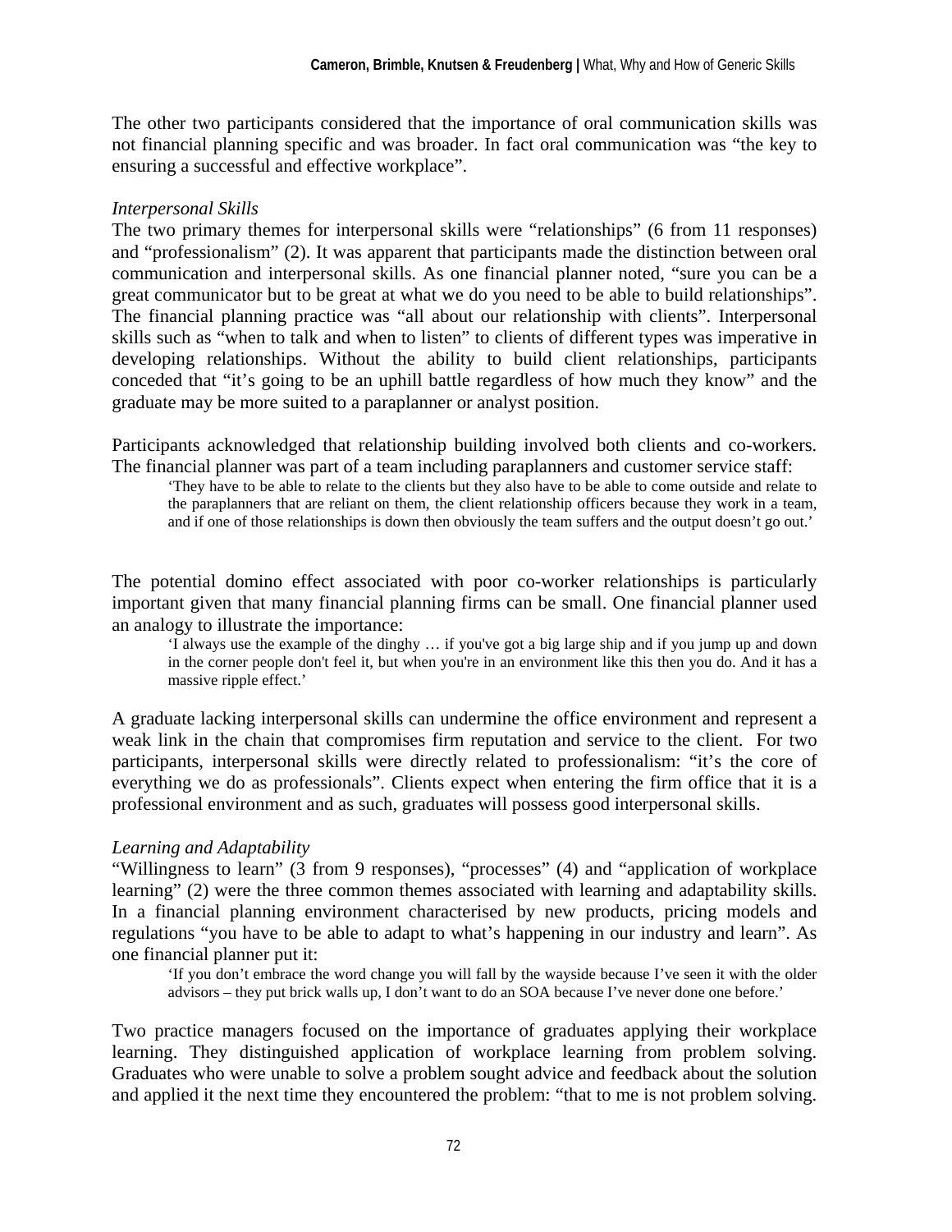The other two participants considered that the importance of oral communication skills was not financial planning specific and was broader. In fact oral communication was "the key to ensuring a successful and effective workplace".

*Interpersonal Skills*

The two primary themes for interpersonal skills were "relationships" (6 from 11 responses) and "professionalism" (2). It was apparent that participants made the distinction between oral communication and interpersonal skills. As one financial planner noted, "sure you can be a great communicator but to be great at what we do you need to be able to build relationships". The financial planning practice was "all about our relationship with clients". Interpersonal skills such as "when to talk and when to listen" to clients of different types was imperative in developing relationships. Without the ability to build client relationships, participants conceded that "it's going to be an uphill battle regardless of how much they know" and the graduate may be more suited to a paraplanner or analyst position.

Participants acknowledged that relationship building involved both clients and co-workers. The financial planner was part of a team including paraplanners and customer service staff:

> 'They have to be able to relate to the clients but they also have to be able to come outside and relate to the paraplanners that are reliant on them, the client relationship officers because they work in a team, and if one of those relationships is down then obviously the team suffers and the output doesn't go out.'

The potential domino effect associated with poor co-worker relationships is particularly important given that many financial planning firms can be small. One financial planner used an analogy to illustrate the importance:

> 'I always use the example of the dinghy … if you've got a big large ship and if you jump up and down in the corner people don't feel it, but when you're in an environment like this then you do. And it has a massive ripple effect.'

A graduate lacking interpersonal skills can undermine the office environment and represent a weak link in the chain that compromises firm reputation and service to the client. For two participants, interpersonal skills were directly related to professionalism: "it's the core of everything we do as professionals". Clients expect when entering the firm office that it is a professional environment and as such, graduates will possess good interpersonal skills.

*Learning and Adaptability*

"Willingness to learn" (3 from 9 responses), "processes" (4) and "application of workplace learning" (2) were the three common themes associated with learning and adaptability skills. In a financial planning environment characterised by new products, pricing models and regulations "you have to be able to adapt to what's happening in our industry and learn". As one financial planner put it:

> 'If you don't embrace the word change you will fall by the wayside because I've seen it with the older advisors – they put brick walls up, I don't want to do an SOA because I've never done one before.'

Two practice managers focused on the importance of graduates applying their workplace learning. They distinguished application of workplace learning from problem solving. Graduates who were unable to solve a problem sought advice and feedback about the solution and applied it the next time they encountered the problem: "that to me is not problem solving.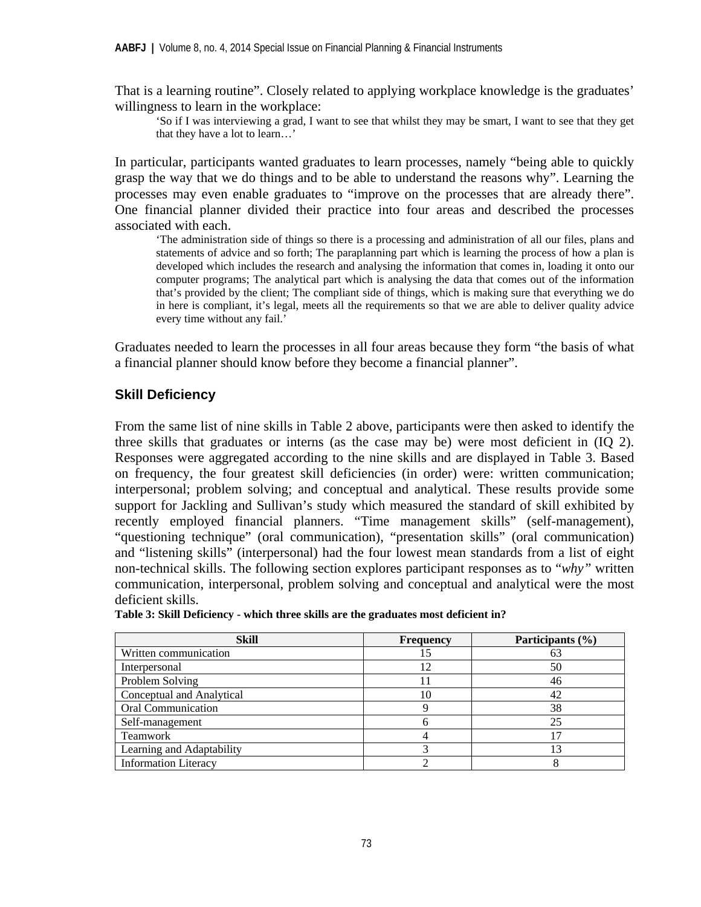That is a learning routine". Closely related to applying workplace knowledge is the graduates' willingness to learn in the workplace:

> 'So if I was interviewing a grad, I want to see that whilst they may be smart, I want to see that they get that they have a lot to learn…'

In particular, participants wanted graduates to learn processes, namely "being able to quickly grasp the way that we do things and to be able to understand the reasons why". Learning the processes may even enable graduates to "improve on the processes that are already there". One financial planner divided their practice into four areas and described the processes associated with each.

> 'The administration side of things so there is a processing and administration of all our files, plans and statements of advice and so forth; The paraplanning part which is learning the process of how a plan is developed which includes the research and analysing the information that comes in, loading it onto our computer programs; The analytical part which is analysing the data that comes out of the information that's provided by the client; The compliant side of things, which is making sure that everything we do in here is compliant, it's legal, meets all the requirements so that we are able to deliver quality advice every time without any fail.'

Graduates needed to learn the processes in all four areas because they form "the basis of what a financial planner should know before they become a financial planner".

## Skill Deficiency

From the same list of nine skills in Table 2 above, participants were then asked to identify the three skills that graduates or interns (as the case may be) were most deficient in (IQ 2). Responses were aggregated according to the nine skills and are displayed in Table 3. Based on frequency, the four greatest skill deficiencies (in order) were: written communication; interpersonal; problem solving; and conceptual and analytical. These results provide some support for Jackling and Sullivan's study which measured the standard of skill exhibited by recently employed financial planners. "Time management skills" (self-management), "questioning technique" (oral communication), "presentation skills" (oral communication) and "listening skills" (interpersonal) had the four lowest mean standards from a list of eight non-technical skills. The following section explores participant responses as to "*why"* written communication, interpersonal, problem solving and conceptual and analytical were the most deficient skills.

**Table 3: Skill Deficiency - which three skills are the graduates most deficient in?**

| Skill | Frequency | Participants (%) |
|---|---|---|
| Written communication | 15 | 63 |
| Interpersonal | 12 | 50 |
| Problem Solving | 11 | 46 |
| Conceptual and Analytical | 10 | 42 |
| Oral Communication | 9 | 38 |
| Self-management | 6 | 25 |
| Teamwork | 4 | 17 |
| Learning and Adaptability | 3 | 13 |
| Information Literacy | 2 | 8 |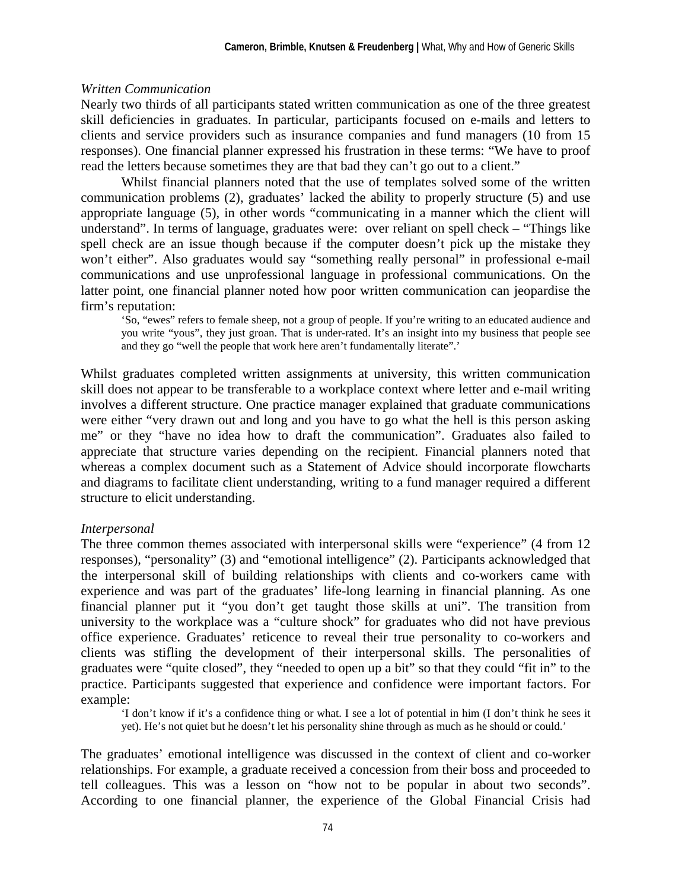*Written Communication*

Nearly two thirds of all participants stated written communication as one of the three greatest skill deficiencies in graduates. In particular, participants focused on e-mails and letters to clients and service providers such as insurance companies and fund managers (10 from 15 responses). One financial planner expressed his frustration in these terms: "We have to proof read the letters because sometimes they are that bad they can't go out to a client."

Whilst financial planners noted that the use of templates solved some of the written communication problems (2), graduates' lacked the ability to properly structure (5) and use appropriate language (5), in other words "communicating in a manner which the client will understand". In terms of language, graduates were: over reliant on spell check – "Things like spell check are an issue though because if the computer doesn't pick up the mistake they won't either". Also graduates would say "something really personal" in professional e-mail communications and use unprofessional language in professional communications. On the latter point, one financial planner noted how poor written communication can jeopardise the firm's reputation:

> 'So, "ewes" refers to female sheep, not a group of people. If you're writing to an educated audience and you write "yous", they just groan. That is under-rated. It's an insight into my business that people see and they go "well the people that work here aren't fundamentally literate".'

Whilst graduates completed written assignments at university, this written communication skill does not appear to be transferable to a workplace context where letter and e-mail writing involves a different structure. One practice manager explained that graduate communications were either "very drawn out and long and you have to go what the hell is this person asking me" or they "have no idea how to draft the communication". Graduates also failed to appreciate that structure varies depending on the recipient. Financial planners noted that whereas a complex document such as a Statement of Advice should incorporate flowcharts and diagrams to facilitate client understanding, writing to a fund manager required a different structure to elicit understanding.

*Interpersonal*

The three common themes associated with interpersonal skills were "experience" (4 from 12 responses), "personality" (3) and "emotional intelligence" (2). Participants acknowledged that the interpersonal skill of building relationships with clients and co-workers came with experience and was part of the graduates' life-long learning in financial planning. As one financial planner put it "you don't get taught those skills at uni". The transition from university to the workplace was a "culture shock" for graduates who did not have previous office experience. Graduates' reticence to reveal their true personality to co-workers and clients was stifling the development of their interpersonal skills. The personalities of graduates were "quite closed", they "needed to open up a bit" so that they could "fit in" to the practice. Participants suggested that experience and confidence were important factors. For example:

> 'I don't know if it's a confidence thing or what. I see a lot of potential in him (I don't think he sees it yet). He's not quiet but he doesn't let his personality shine through as much as he should or could.'

The graduates' emotional intelligence was discussed in the context of client and co-worker relationships. For example, a graduate received a concession from their boss and proceeded to tell colleagues. This was a lesson on "how not to be popular in about two seconds". According to one financial planner, the experience of the Global Financial Crisis had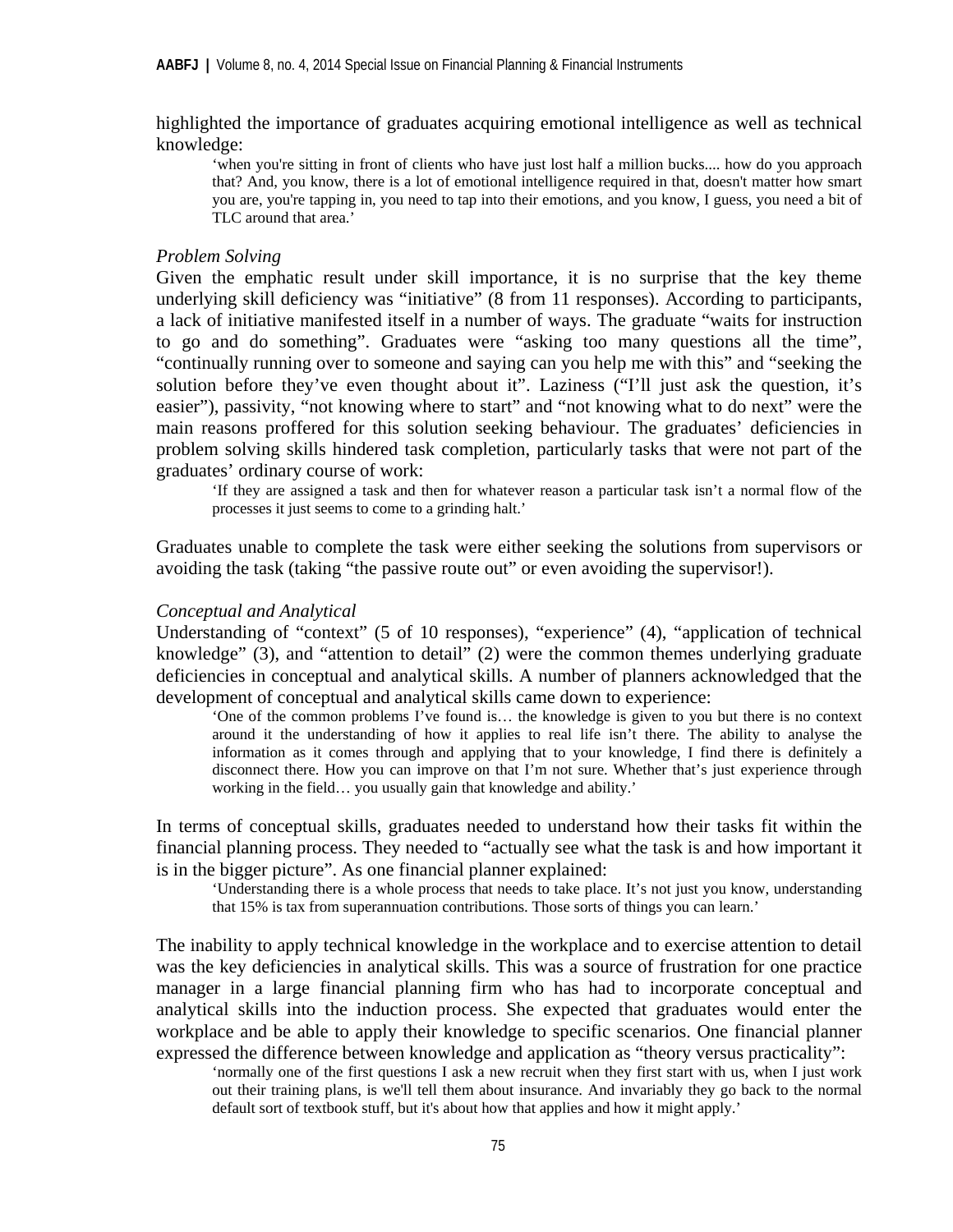highlighted the importance of graduates acquiring emotional intelligence as well as technical knowledge:

> 'when you're sitting in front of clients who have just lost half a million bucks.... how do you approach that? And, you know, there is a lot of emotional intelligence required in that, doesn't matter how smart you are, you're tapping in, you need to tap into their emotions, and you know, I guess, you need a bit of TLC around that area.'

*Problem Solving*

Given the emphatic result under skill importance, it is no surprise that the key theme underlying skill deficiency was "initiative" (8 from 11 responses). According to participants, a lack of initiative manifested itself in a number of ways. The graduate "waits for instruction to go and do something". Graduates were "asking too many questions all the time", "continually running over to someone and saying can you help me with this" and "seeking the solution before they've even thought about it". Laziness ("I'll just ask the question, it's easier"), passivity, "not knowing where to start" and "not knowing what to do next" were the main reasons proffered for this solution seeking behaviour. The graduates' deficiencies in problem solving skills hindered task completion, particularly tasks that were not part of the graduates' ordinary course of work:

> 'If they are assigned a task and then for whatever reason a particular task isn't a normal flow of the processes it just seems to come to a grinding halt.'

Graduates unable to complete the task were either seeking the solutions from supervisors or avoiding the task (taking "the passive route out" or even avoiding the supervisor!).

*Conceptual and Analytical*

Understanding of "context" (5 of 10 responses), "experience" (4), "application of technical knowledge" (3), and "attention to detail" (2) were the common themes underlying graduate deficiencies in conceptual and analytical skills. A number of planners acknowledged that the development of conceptual and analytical skills came down to experience:

> 'One of the common problems I've found is… the knowledge is given to you but there is no context around it the understanding of how it applies to real life isn't there. The ability to analyse the information as it comes through and applying that to your knowledge, I find there is definitely a disconnect there. How you can improve on that I'm not sure. Whether that's just experience through working in the field… you usually gain that knowledge and ability.'

In terms of conceptual skills, graduates needed to understand how their tasks fit within the financial planning process. They needed to "actually see what the task is and how important it is in the bigger picture". As one financial planner explained:

> 'Understanding there is a whole process that needs to take place. It's not just you know, understanding that 15% is tax from superannuation contributions. Those sorts of things you can learn.'

The inability to apply technical knowledge in the workplace and to exercise attention to detail was the key deficiencies in analytical skills. This was a source of frustration for one practice manager in a large financial planning firm who has had to incorporate conceptual and analytical skills into the induction process. She expected that graduates would enter the workplace and be able to apply their knowledge to specific scenarios. One financial planner expressed the difference between knowledge and application as "theory versus practicality":

> 'normally one of the first questions I ask a new recruit when they first start with us, when I just work out their training plans, is we'll tell them about insurance. And invariably they go back to the normal default sort of textbook stuff, but it's about how that applies and how it might apply.'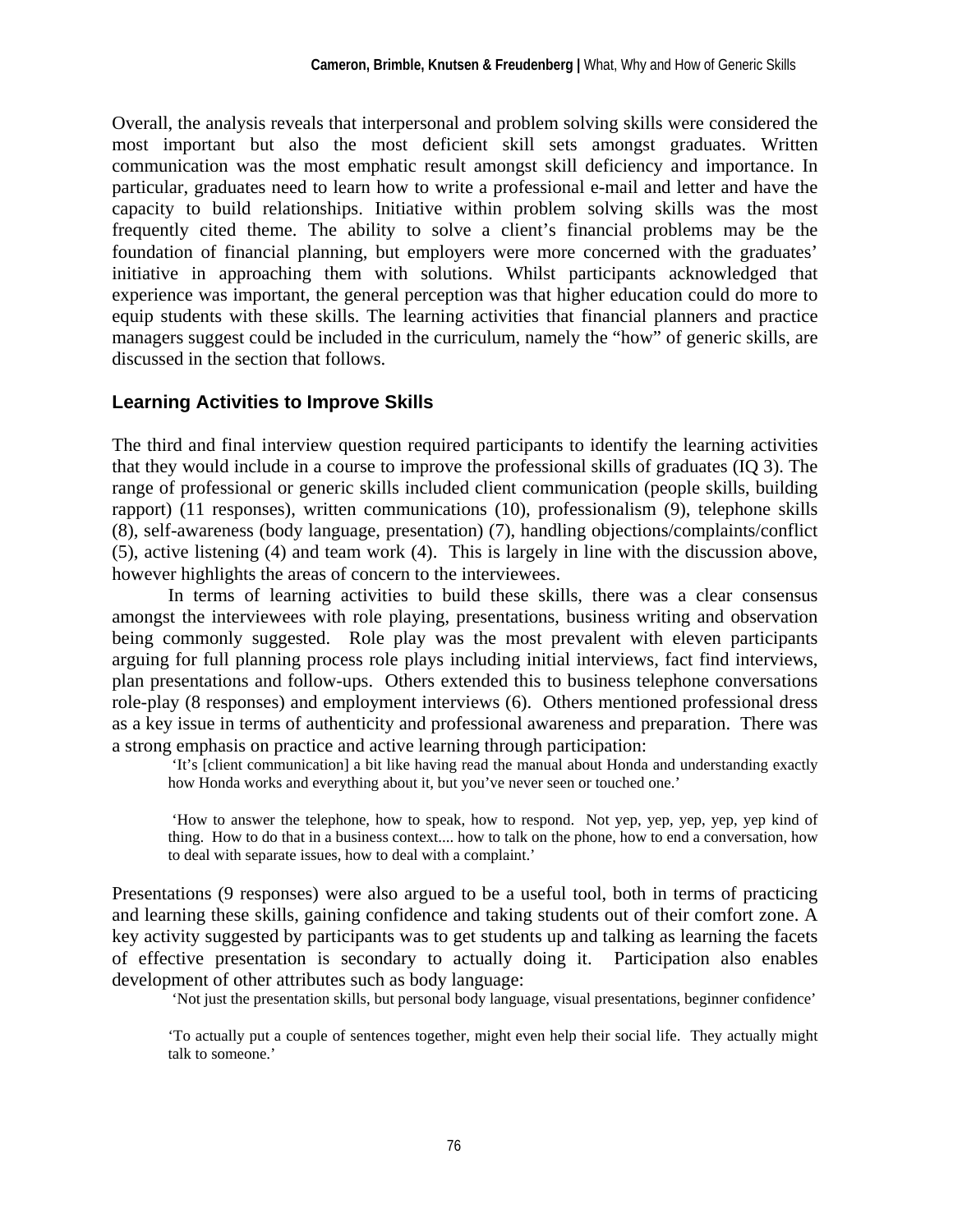Overall, the analysis reveals that interpersonal and problem solving skills were considered the most important but also the most deficient skill sets amongst graduates. Written communication was the most emphatic result amongst skill deficiency and importance. In particular, graduates need to learn how to write a professional e-mail and letter and have the capacity to build relationships. Initiative within problem solving skills was the most frequently cited theme. The ability to solve a client's financial problems may be the foundation of financial planning, but employers were more concerned with the graduates' initiative in approaching them with solutions. Whilst participants acknowledged that experience was important, the general perception was that higher education could do more to equip students with these skills. The learning activities that financial planners and practice managers suggest could be included in the curriculum, namely the "how" of generic skills, are discussed in the section that follows.

## Learning Activities to Improve Skills

The third and final interview question required participants to identify the learning activities that they would include in a course to improve the professional skills of graduates (IQ 3). The range of professional or generic skills included client communication (people skills, building rapport) (11 responses), written communications (10), professionalism (9), telephone skills (8), self-awareness (body language, presentation) (7), handling objections/complaints/conflict (5), active listening (4) and team work (4). This is largely in line with the discussion above, however highlights the areas of concern to the interviewees.

In terms of learning activities to build these skills, there was a clear consensus amongst the interviewees with role playing, presentations, business writing and observation being commonly suggested. Role play was the most prevalent with eleven participants arguing for full planning process role plays including initial interviews, fact find interviews, plan presentations and follow-ups. Others extended this to business telephone conversations role-play (8 responses) and employment interviews (6). Others mentioned professional dress as a key issue in terms of authenticity and professional awareness and preparation. There was a strong emphasis on practice and active learning through participation:

> 'It's [client communication] a bit like having read the manual about Honda and understanding exactly how Honda works and everything about it, but you've never seen or touched one.'

> 'How to answer the telephone, how to speak, how to respond. Not yep, yep, yep, yep, yep kind of thing. How to do that in a business context.... how to talk on the phone, how to end a conversation, how to deal with separate issues, how to deal with a complaint.'

Presentations (9 responses) were also argued to be a useful tool, both in terms of practicing and learning these skills, gaining confidence and taking students out of their comfort zone. A key activity suggested by participants was to get students up and talking as learning the facets of effective presentation is secondary to actually doing it. Participation also enables development of other attributes such as body language:

> 'Not just the presentation skills, but personal body language, visual presentations, beginner confidence'

> 'To actually put a couple of sentences together, might even help their social life. They actually might talk to someone.'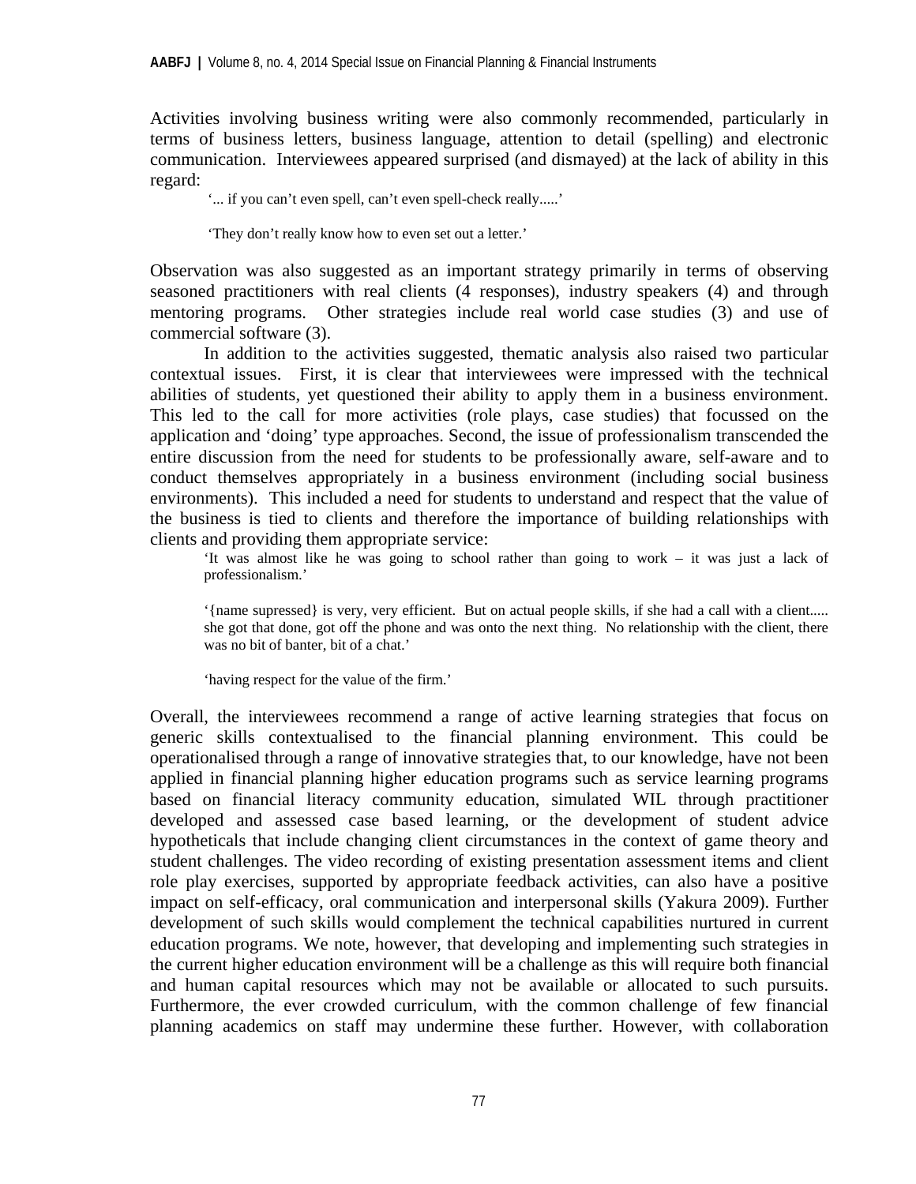Activities involving business writing were also commonly recommended, particularly in terms of business letters, business language, attention to detail (spelling) and electronic communication. Interviewees appeared surprised (and dismayed) at the lack of ability in this regard:

> '... if you can't even spell, can't even spell-check really.....'
>
> 'They don't really know how to even set out a letter.'

Observation was also suggested as an important strategy primarily in terms of observing seasoned practitioners with real clients (4 responses), industry speakers (4) and through mentoring programs. Other strategies include real world case studies (3) and use of commercial software (3).

In addition to the activities suggested, thematic analysis also raised two particular contextual issues. First, it is clear that interviewees were impressed with the technical abilities of students, yet questioned their ability to apply them in a business environment. This led to the call for more activities (role plays, case studies) that focussed on the application and 'doing' type approaches. Second, the issue of professionalism transcended the entire discussion from the need for students to be professionally aware, self-aware and to conduct themselves appropriately in a business environment (including social business environments). This included a need for students to understand and respect that the value of the business is tied to clients and therefore the importance of building relationships with clients and providing them appropriate service:

> 'It was almost like he was going to school rather than going to work – it was just a lack of professionalism.'
>
> '{name supressed} is very, very efficient. But on actual people skills, if she had a call with a client..... she got that done, got off the phone and was onto the next thing. No relationship with the client, there was no bit of banter, bit of a chat.'
>
> 'having respect for the value of the firm.'

Overall, the interviewees recommend a range of active learning strategies that focus on generic skills contextualised to the financial planning environment. This could be operationalised through a range of innovative strategies that, to our knowledge, have not been applied in financial planning higher education programs such as service learning programs based on financial literacy community education, simulated WIL through practitioner developed and assessed case based learning, or the development of student advice hypotheticals that include changing client circumstances in the context of game theory and student challenges. The video recording of existing presentation assessment items and client role play exercises, supported by appropriate feedback activities, can also have a positive impact on self-efficacy, oral communication and interpersonal skills (Yakura 2009). Further development of such skills would complement the technical capabilities nurtured in current education programs. We note, however, that developing and implementing such strategies in the current higher education environment will be a challenge as this will require both financial and human capital resources which may not be available or allocated to such pursuits. Furthermore, the ever crowded curriculum, with the common challenge of few financial planning academics on staff may undermine these further. However, with collaboration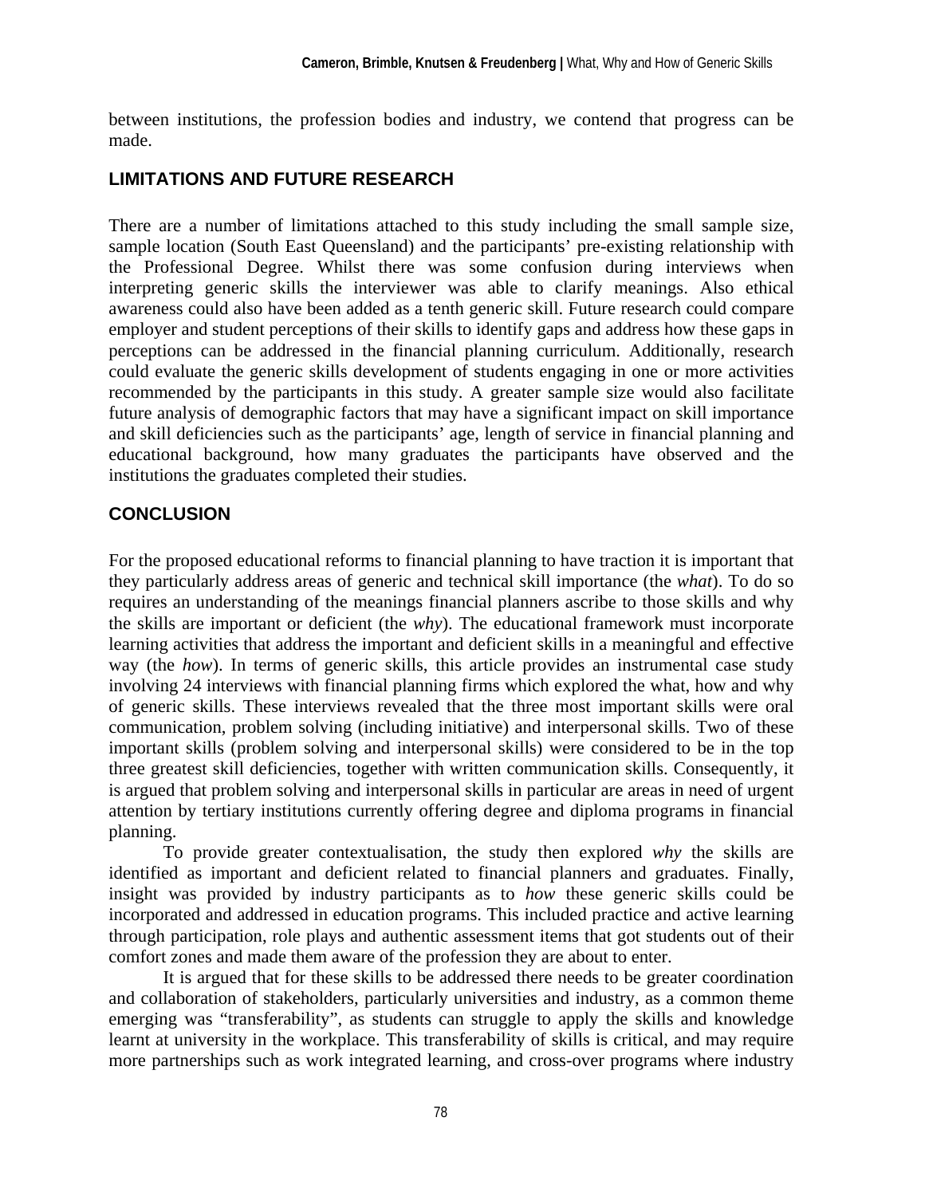between institutions, the profession bodies and industry, we contend that progress can be made.

## LIMITATIONS AND FUTURE RESEARCH

There are a number of limitations attached to this study including the small sample size, sample location (South East Queensland) and the participants' pre-existing relationship with the Professional Degree. Whilst there was some confusion during interviews when interpreting generic skills the interviewer was able to clarify meanings. Also ethical awareness could also have been added as a tenth generic skill. Future research could compare employer and student perceptions of their skills to identify gaps and address how these gaps in perceptions can be addressed in the financial planning curriculum. Additionally, research could evaluate the generic skills development of students engaging in one or more activities recommended by the participants in this study. A greater sample size would also facilitate future analysis of demographic factors that may have a significant impact on skill importance and skill deficiencies such as the participants' age, length of service in financial planning and educational background, how many graduates the participants have observed and the institutions the graduates completed their studies.

## CONCLUSION

For the proposed educational reforms to financial planning to have traction it is important that they particularly address areas of generic and technical skill importance (the *what*). To do so requires an understanding of the meanings financial planners ascribe to those skills and why the skills are important or deficient (the *why*). The educational framework must incorporate learning activities that address the important and deficient skills in a meaningful and effective way (the *how*). In terms of generic skills, this article provides an instrumental case study involving 24 interviews with financial planning firms which explored the what, how and why of generic skills. These interviews revealed that the three most important skills were oral communication, problem solving (including initiative) and interpersonal skills. Two of these important skills (problem solving and interpersonal skills) were considered to be in the top three greatest skill deficiencies, together with written communication skills. Consequently, it is argued that problem solving and interpersonal skills in particular are areas in need of urgent attention by tertiary institutions currently offering degree and diploma programs in financial planning.

To provide greater contextualisation, the study then explored *why* the skills are identified as important and deficient related to financial planners and graduates. Finally, insight was provided by industry participants as to *how* these generic skills could be incorporated and addressed in education programs. This included practice and active learning through participation, role plays and authentic assessment items that got students out of their comfort zones and made them aware of the profession they are about to enter.

It is argued that for these skills to be addressed there needs to be greater coordination and collaboration of stakeholders, particularly universities and industry, as a common theme emerging was "transferability", as students can struggle to apply the skills and knowledge learnt at university in the workplace. This transferability of skills is critical, and may require more partnerships such as work integrated learning, and cross-over programs where industry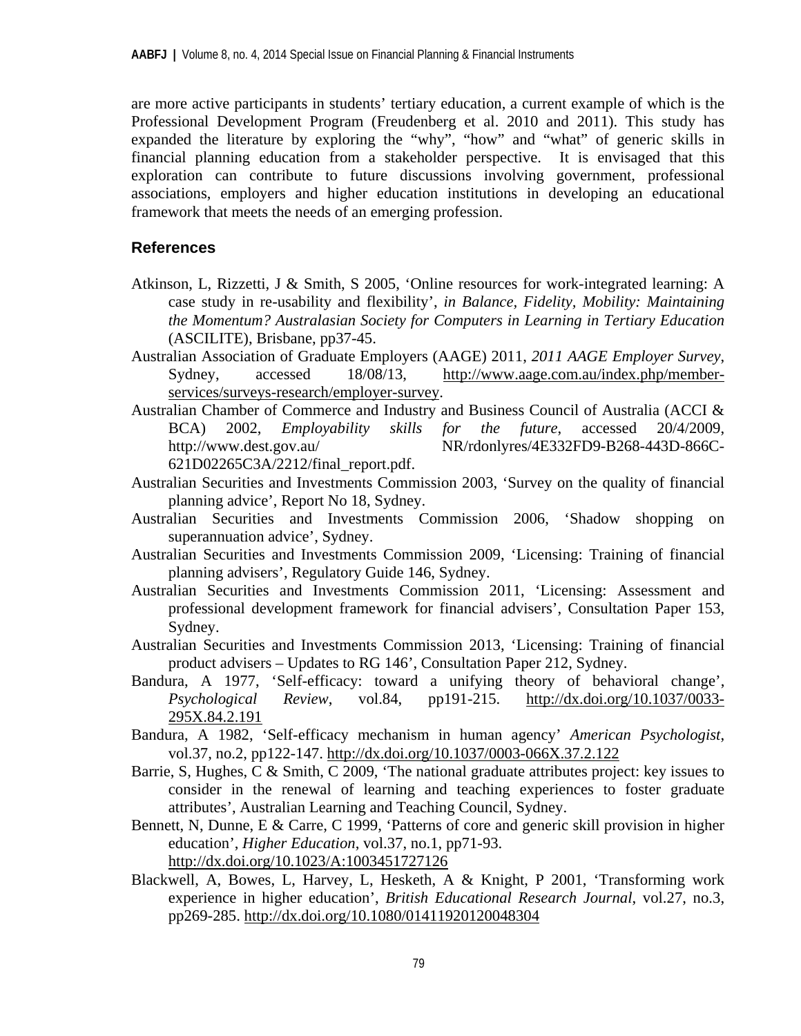are more active participants in students' tertiary education, a current example of which is the Professional Development Program (Freudenberg et al. 2010 and 2011). This study has expanded the literature by exploring the "why", "how" and "what" of generic skills in financial planning education from a stakeholder perspective. It is envisaged that this exploration can contribute to future discussions involving government, professional associations, employers and higher education institutions in developing an educational framework that meets the needs of an emerging profession.

## References

Atkinson, L, Rizzetti, J & Smith, S 2005, 'Online resources for work-integrated learning: A case study in re-usability and flexibility', *in Balance, Fidelity, Mobility: Maintaining the Momentum? Australasian Society for Computers in Learning in Tertiary Education* (ASCILITE), Brisbane, pp37-45.

Australian Association of Graduate Employers (AAGE) 2011, *2011 AAGE Employer Survey*, Sydney, accessed 18/08/13, http://www.aage.com.au/index.php/member-services/surveys-research/employer-survey.

Australian Chamber of Commerce and Industry and Business Council of Australia (ACCI & BCA) 2002, *Employability skills for the future*, accessed 20/4/2009, http://www.dest.gov.au/ NR/rdonlyres/4E332FD9-B268-443D-866C-621D02265C3A/2212/final_report.pdf.

Australian Securities and Investments Commission 2003, 'Survey on the quality of financial planning advice', Report No 18, Sydney.

Australian Securities and Investments Commission 2006, 'Shadow shopping on superannuation advice', Sydney.

Australian Securities and Investments Commission 2009, 'Licensing: Training of financial planning advisers', Regulatory Guide 146, Sydney.

Australian Securities and Investments Commission 2011, 'Licensing: Assessment and professional development framework for financial advisers', Consultation Paper 153, Sydney.

Australian Securities and Investments Commission 2013, 'Licensing: Training of financial product advisers – Updates to RG 146', Consultation Paper 212, Sydney.

Bandura, A 1977, 'Self-efficacy: toward a unifying theory of behavioral change', *Psychological Review*, vol.84, pp191-215. http://dx.doi.org/10.1037/0033-295X.84.2.191

Bandura, A 1982, 'Self-efficacy mechanism in human agency' *American Psychologist*, vol.37, no.2, pp122-147. http://dx.doi.org/10.1037/0003-066X.37.2.122

Barrie, S, Hughes, C & Smith, C 2009, 'The national graduate attributes project: key issues to consider in the renewal of learning and teaching experiences to foster graduate attributes', Australian Learning and Teaching Council, Sydney.

Bennett, N, Dunne, E & Carre, C 1999, 'Patterns of core and generic skill provision in higher education', *Higher Education*, vol.37, no.1, pp71-93. http://dx.doi.org/10.1023/A:1003451727126

Blackwell, A, Bowes, L, Harvey, L, Hesketh, A & Knight, P 2001, 'Transforming work experience in higher education', *British Educational Research Journal*, vol.27, no.3, pp269-285. http://dx.doi.org/10.1080/01411920120048304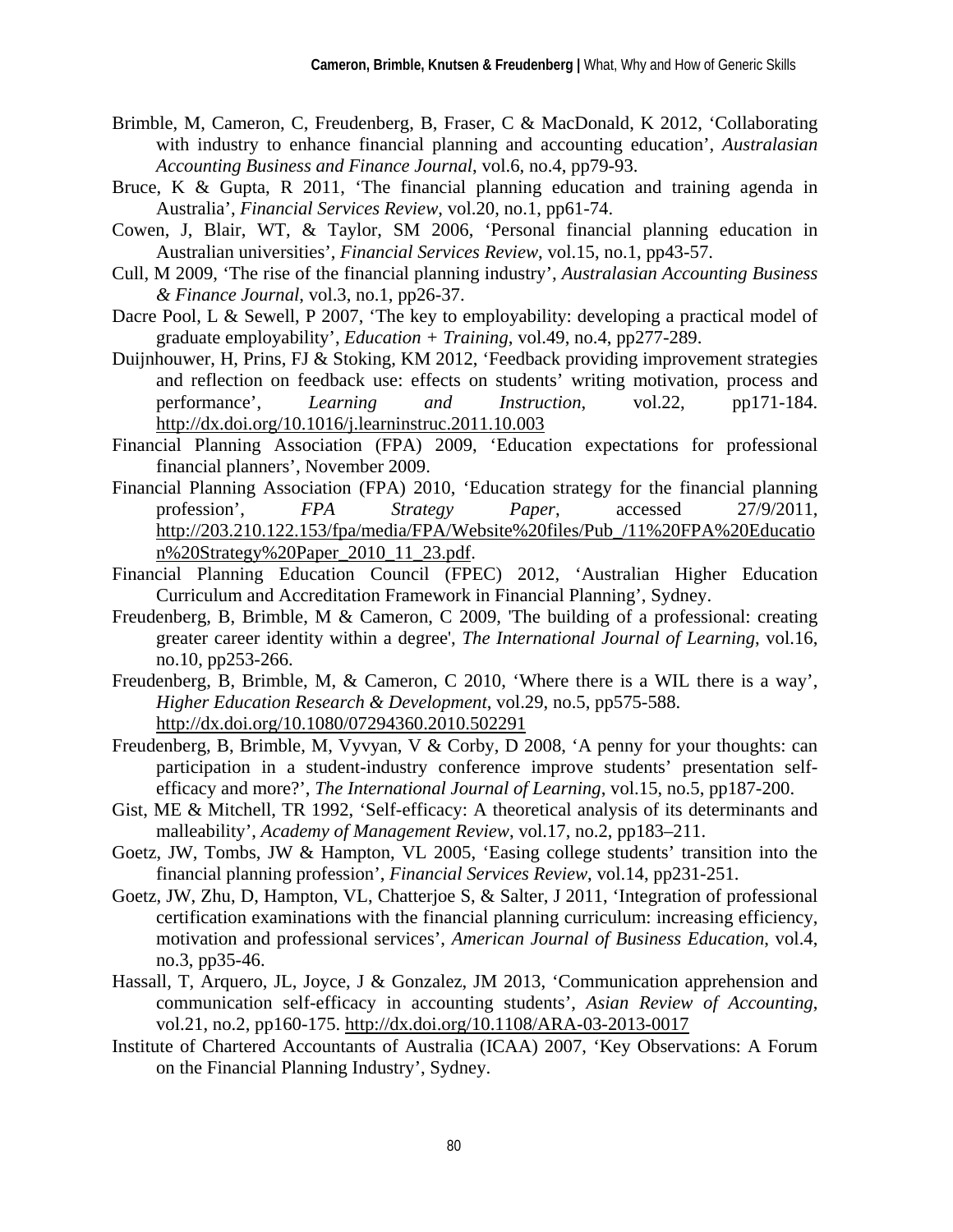Brimble, M, Cameron, C, Freudenberg, B, Fraser, C & MacDonald, K 2012, 'Collaborating with industry to enhance financial planning and accounting education', *Australasian Accounting Business and Finance Journal*, vol.6, no.4, pp79-93.

Bruce, K & Gupta, R 2011, 'The financial planning education and training agenda in Australia', *Financial Services Review*, vol.20, no.1, pp61-74.

Cowen, J, Blair, WT, & Taylor, SM 2006, 'Personal financial planning education in Australian universities', *Financial Services Review*, vol.15, no.1, pp43-57.

Cull, M 2009, 'The rise of the financial planning industry', *Australasian Accounting Business & Finance Journal*, vol.3, no.1, pp26-37.

Dacre Pool, L & Sewell, P 2007, 'The key to employability: developing a practical model of graduate employability', *Education + Training*, vol.49, no.4, pp277-289.

Duijnhouwer, H, Prins, FJ & Stoking, KM 2012, 'Feedback providing improvement strategies and reflection on feedback use: effects on students' writing motivation, process and performance', *Learning and Instruction*, vol.22, pp171-184. http://dx.doi.org/10.1016/j.learninstruc.2011.10.003

Financial Planning Association (FPA) 2009, 'Education expectations for professional financial planners', November 2009.

Financial Planning Association (FPA) 2010, 'Education strategy for the financial planning profession', *FPA Strategy Paper*, accessed 27/9/2011, http://203.210.122.153/fpa/media/FPA/Website%20files/Pub_/11%20FPA%20Education%20Strategy%20Paper_2010_11_23.pdf.

Financial Planning Education Council (FPEC) 2012, 'Australian Higher Education Curriculum and Accreditation Framework in Financial Planning', Sydney.

Freudenberg, B, Brimble, M & Cameron, C 2009, 'The building of a professional: creating greater career identity within a degree', *The International Journal of Learning*, vol.16, no.10, pp253-266.

Freudenberg, B, Brimble, M, & Cameron, C 2010, 'Where there is a WIL there is a way', *Higher Education Research & Development*, vol.29, no.5, pp575-588. http://dx.doi.org/10.1080/07294360.2010.502291

Freudenberg, B, Brimble, M, Vyvyan, V & Corby, D 2008, 'A penny for your thoughts: can participation in a student-industry conference improve students' presentation self-efficacy and more?', *The International Journal of Learning*, vol.15, no.5, pp187-200.

Gist, ME & Mitchell, TR 1992, 'Self-efficacy: A theoretical analysis of its determinants and malleability', *Academy of Management Review*, vol.17, no.2, pp183–211.

Goetz, JW, Tombs, JW & Hampton, VL 2005, 'Easing college students' transition into the financial planning profession', *Financial Services Review*, vol.14, pp231-251.

Goetz, JW, Zhu, D, Hampton, VL, Chatterjoe S, & Salter, J 2011, 'Integration of professional certification examinations with the financial planning curriculum: increasing efficiency, motivation and professional services', *American Journal of Business Education*, vol.4, no.3, pp35-46.

Hassall, T, Arquero, JL, Joyce, J & Gonzalez, JM 2013, 'Communication apprehension and communication self-efficacy in accounting students', *Asian Review of Accounting*, vol.21, no.2, pp160-175. http://dx.doi.org/10.1108/ARA-03-2013-0017

Institute of Chartered Accountants of Australia (ICAA) 2007, 'Key Observations: A Forum on the Financial Planning Industry', Sydney.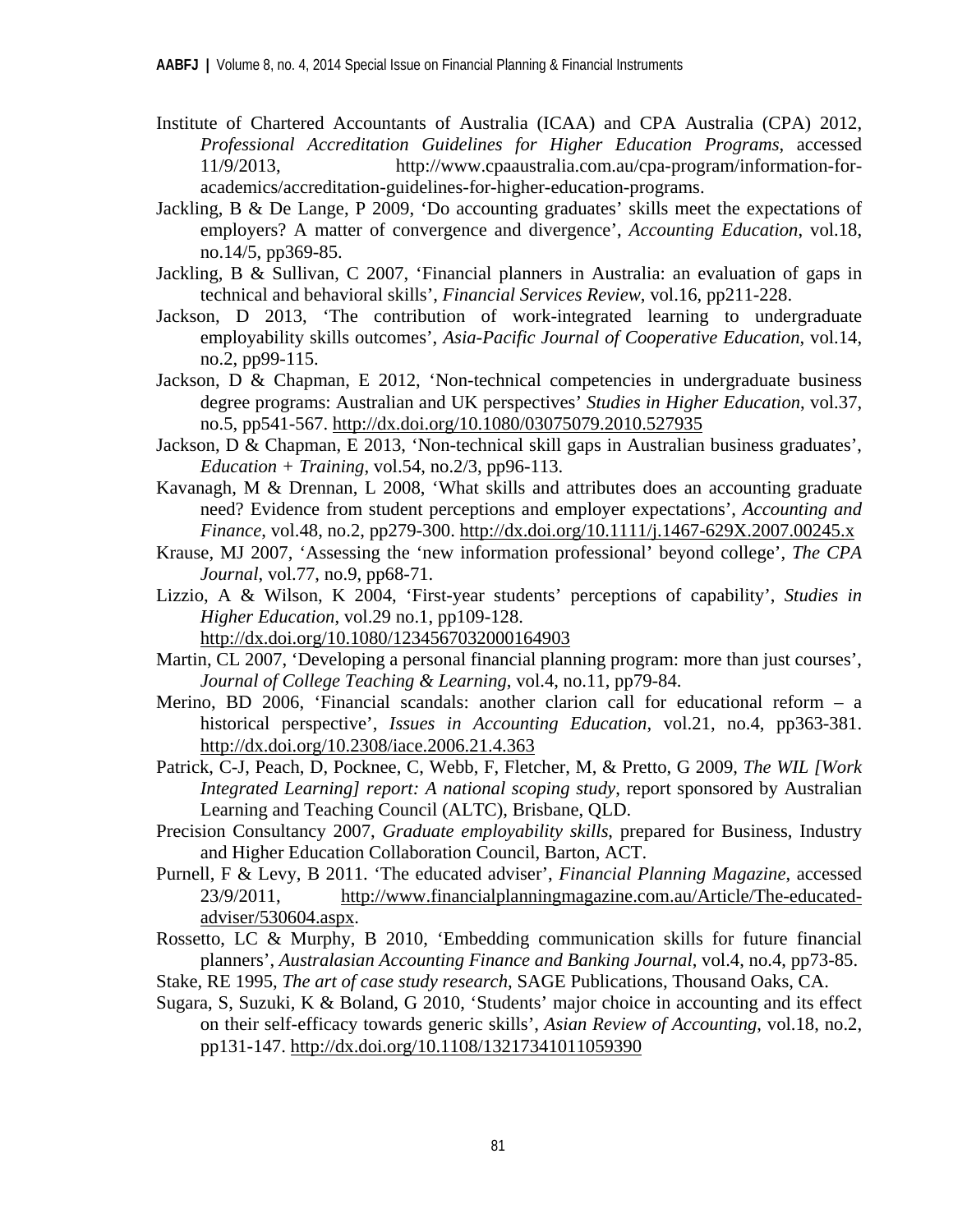Institute of Chartered Accountants of Australia (ICAA) and CPA Australia (CPA) 2012, *Professional Accreditation Guidelines for Higher Education Programs*, accessed 11/9/2013, http://www.cpaaustralia.com.au/cpa-program/information-for-academics/accreditation-guidelines-for-higher-education-programs.

Jackling, B & De Lange, P 2009, 'Do accounting graduates' skills meet the expectations of employers? A matter of convergence and divergence', *Accounting Education*, vol.18, no.14/5, pp369-85.

Jackling, B & Sullivan, C 2007, 'Financial planners in Australia: an evaluation of gaps in technical and behavioral skills', *Financial Services Review*, vol.16, pp211-228.

Jackson, D 2013, 'The contribution of work-integrated learning to undergraduate employability skills outcomes', *Asia-Pacific Journal of Cooperative Education*, vol.14, no.2, pp99-115.

Jackson, D & Chapman, E 2012, 'Non-technical competencies in undergraduate business degree programs: Australian and UK perspectives' *Studies in Higher Education*, vol.37, no.5, pp541-567. http://dx.doi.org/10.1080/03075079.2010.527935

Jackson, D & Chapman, E 2013, 'Non-technical skill gaps in Australian business graduates', *Education + Training*, vol.54, no.2/3, pp96-113.

Kavanagh, M & Drennan, L 2008, 'What skills and attributes does an accounting graduate need? Evidence from student perceptions and employer expectations', *Accounting and Finance*, vol.48, no.2, pp279-300. http://dx.doi.org/10.1111/j.1467-629X.2007.00245.x

Krause, MJ 2007, 'Assessing the 'new information professional' beyond college', *The CPA Journal*, vol.77, no.9, pp68-71.

Lizzio, A & Wilson, K 2004, 'First-year students' perceptions of capability', *Studies in Higher Education*, vol.29 no.1, pp109-128. http://dx.doi.org/10.1080/1234567032000164903

Martin, CL 2007, 'Developing a personal financial planning program: more than just courses', *Journal of College Teaching & Learning*, vol.4, no.11, pp79-84.

Merino, BD 2006, 'Financial scandals: another clarion call for educational reform – a historical perspective', *Issues in Accounting Education*, vol.21, no.4, pp363-381. http://dx.doi.org/10.2308/iace.2006.21.4.363

Patrick, C-J, Peach, D, Pocknee, C, Webb, F, Fletcher, M, & Pretto, G 2009, *The WIL [Work Integrated Learning] report: A national scoping study*, report sponsored by Australian Learning and Teaching Council (ALTC), Brisbane, QLD.

Precision Consultancy 2007, *Graduate employability skills*, prepared for Business, Industry and Higher Education Collaboration Council, Barton, ACT.

Purnell, F & Levy, B 2011. 'The educated adviser', *Financial Planning Magazine*, accessed 23/9/2011, http://www.financialplanningmagazine.com.au/Article/The-educated-adviser/530604.aspx.

Rossetto, LC & Murphy, B 2010, 'Embedding communication skills for future financial planners', *Australasian Accounting Finance and Banking Journal*, vol.4, no.4, pp73-85.

Stake, RE 1995, *The art of case study research*, SAGE Publications, Thousand Oaks, CA.

Sugara, S, Suzuki, K & Boland, G 2010, 'Students' major choice in accounting and its effect on their self-efficacy towards generic skills', *Asian Review of Accounting*, vol.18, no.2, pp131-147. http://dx.doi.org/10.1108/13217341011059390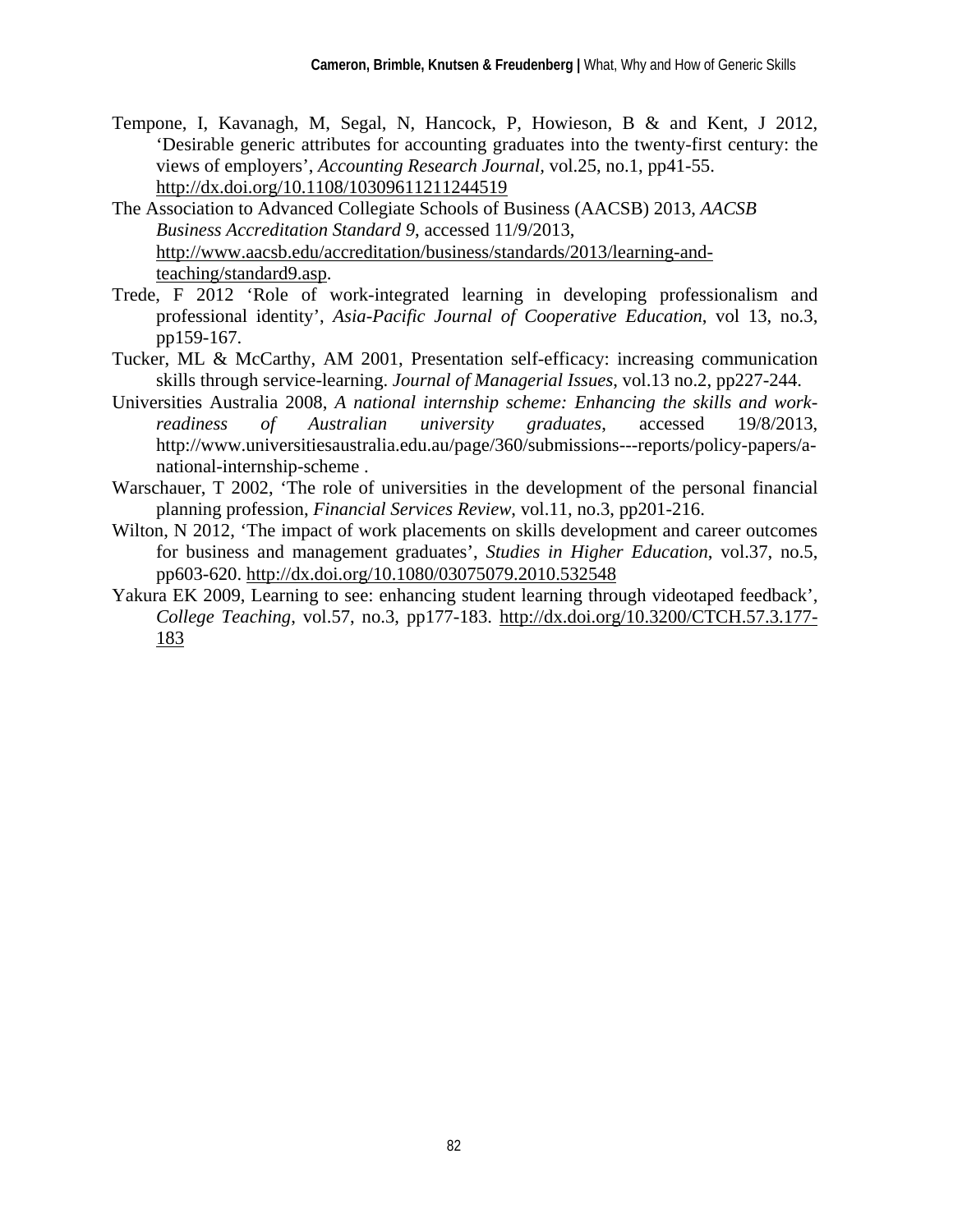Tempone, I, Kavanagh, M, Segal, N, Hancock, P, Howieson, B & and Kent, J 2012, 'Desirable generic attributes for accounting graduates into the twenty-first century: the views of employers', *Accounting Research Journal*, vol.25, no.1, pp41-55. http://dx.doi.org/10.1108/10309611211244519

The Association to Advanced Collegiate Schools of Business (AACSB) 2013, *AACSB Business Accreditation Standard 9*, accessed 11/9/2013, http://www.aacsb.edu/accreditation/business/standards/2013/learning-and-teaching/standard9.asp.

Trede, F 2012 'Role of work-integrated learning in developing professionalism and professional identity', *Asia-Pacific Journal of Cooperative Education*, vol 13, no.3, pp159-167.

Tucker, ML & McCarthy, AM 2001, Presentation self-efficacy: increasing communication skills through service-learning. *Journal of Managerial Issues*, vol.13 no.2, pp227-244.

Universities Australia 2008, *A national internship scheme: Enhancing the skills and work-readiness of Australian university graduates*, accessed 19/8/2013, http://www.universitiesaustralia.edu.au/page/360/submissions---reports/policy-papers/a-national-internship-scheme .

Warschauer, T 2002, 'The role of universities in the development of the personal financial planning profession, *Financial Services Review*, vol.11, no.3, pp201-216.

Wilton, N 2012, 'The impact of work placements on skills development and career outcomes for business and management graduates', *Studies in Higher Education*, vol.37, no.5, pp603-620. http://dx.doi.org/10.1080/03075079.2010.532548

Yakura EK 2009, Learning to see: enhancing student learning through videotaped feedback', *College Teaching*, vol.57, no.3, pp177-183. http://dx.doi.org/10.3200/CTCH.57.3.177-183